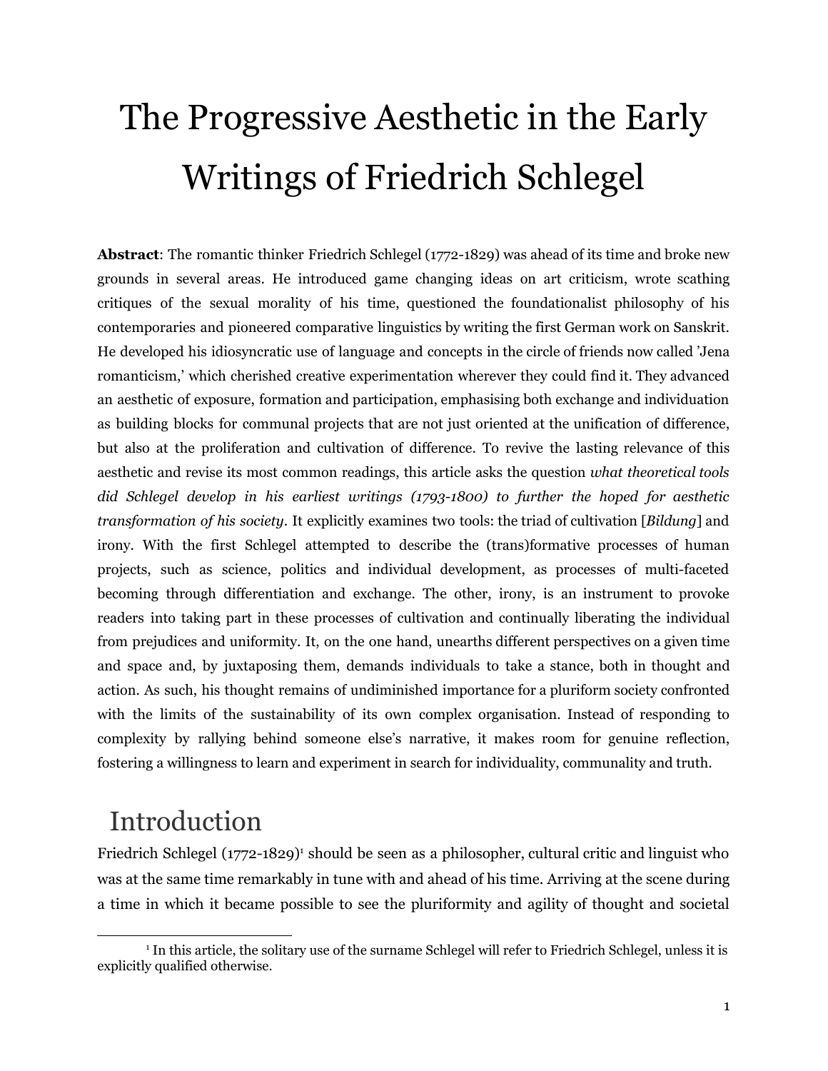# The Progressive Aesthetic in the Early Writings of Friedrich Schlegel

**Abstract**: The romantic thinker Friedrich Schlegel (1772-1829) was ahead of its time and broke new grounds in several areas. He introduced game changing ideas on art criticism, wrote scathing critiques of the sexual morality of his time, questioned the foundationalist philosophy of his contemporaries and pioneered comparative linguistics by writing the first German work on Sanskrit. He developed his idiosyncratic use of language and concepts in the circle of friends now called 'Jena romanticism,' which cherished creative experimentation wherever they could find it. They advanced an aesthetic of exposure, formation and participation, emphasising both exchange and individuation as building blocks for communal projects that are not just oriented at the unification of difference, but also at the proliferation and cultivation of difference. To revive the lasting relevance of this aesthetic and revise its most common readings, this article asks the question *what theoretical tools did Schlegel develop in his earliest writings (1793-1800) to further the hoped for aesthetic transformation of his society*. It explicitly examines two tools: the triad of cultivation [*Bildung*] and irony. With the first Schlegel attempted to describe the (trans)formative processes of human projects, such as science, politics and individual development, as processes of multi-faceted becoming through differentiation and exchange. The other, irony, is an instrument to provoke readers into taking part in these processes of cultivation and continually liberating the individual from prejudices and uniformity. It, on the one hand, unearths different perspectives on a given time and space and, by juxtaposing them, demands individuals to take a stance, both in thought and action. As such, his thought remains of undiminished importance for a pluriform society confronted with the limits of the sustainability of its own complex organisation. Instead of responding to complexity by rallying behind someone else's narrative, it makes room for genuine reflection, fostering a willingness to learn and experiment in search for individuality, communality and truth.

## Introduction

Friedrich Schlegel (1772-1829)[1] should be seen as a philosopher, cultural critic and linguist who was at the same time remarkably in tune with and ahead of his time. Arriving at the scene during a time in which it became possible to see the pluriformity and agility of thought and societal

[1] In this article, the solitary use of the surname Schlegel will refer to Friedrich Schlegel, unless it is explicitly qualified otherwise.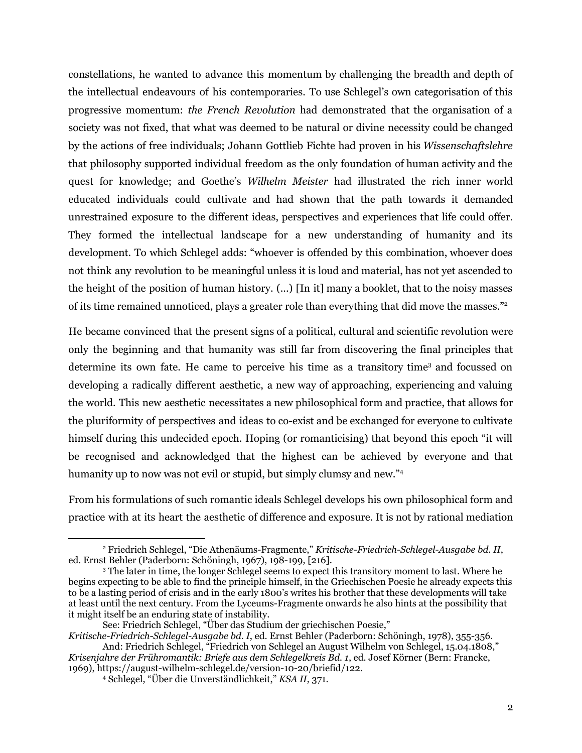constellations, he wanted to advance this momentum by challenging the breadth and depth of the intellectual endeavours of his contemporaries. To use Schlegel's own categorisation of this progressive momentum: *the French Revolution* had demonstrated that the organisation of a society was not fixed, that what was deemed to be natural or divine necessity could be changed by the actions of free individuals; Johann Gottlieb Fichte had proven in his *Wissenschaftslehre* that philosophy supported individual freedom as the only foundation of human activity and the quest for knowledge; and Goethe's *Wilhelm Meister* had illustrated the rich inner world educated individuals could cultivate and had shown that the path towards it demanded unrestrained exposure to the different ideas, perspectives and experiences that life could offer. They formed the intellectual landscape for a new understanding of humanity and its development. To which Schlegel adds: "whoever is offended by this combination, whoever does not think any revolution to be meaningful unless it is loud and material, has not yet ascended to the height of the position of human history. (...) [In it] many a booklet, that to the noisy masses of its time remained unnoticed, plays a greater role than everything that did move the masses."[2]

He became convinced that the present signs of a political, cultural and scientific revolution were only the beginning and that humanity was still far from discovering the final principles that determine its own fate. He came to perceive his time as a transitory time[3] and focussed on developing a radically different aesthetic, a new way of approaching, experiencing and valuing the world. This new aesthetic necessitates a new philosophical form and practice, that allows for the pluriformity of perspectives and ideas to co-exist and be exchanged for everyone to cultivate himself during this undecided epoch. Hoping (or romanticising) that beyond this epoch "it will be recognised and acknowledged that the highest can be achieved by everyone and that humanity up to now was not evil or stupid, but simply clumsy and new."[4]

From his formulations of such romantic ideals Schlegel develops his own philosophical form and practice with at its heart the aesthetic of difference and exposure. It is not by rational mediation

---

[2] Friedrich Schlegel, "Die Athenäums-Fragmente," *Kritische-Friedrich-Schlegel-Ausgabe bd. II*, ed. Ernst Behler (Paderborn: Schöningh, 1967), 198-199, [216].

[3] The later in time, the longer Schlegel seems to expect this transitory moment to last. Where he begins expecting to be able to find the principle himself, in the Griechischen Poesie he already expects this to be a lasting period of crisis and in the early 1800's writes his brother that these developments will take at least until the next century. From the Lyceums-Fragmente onwards he also hints at the possibility that it might itself be an enduring state of instability.

See: Friedrich Schlegel, "Über das Studium der griechischen Poesie," *Kritische-Friedrich-Schlegel-Ausgabe bd. I*, ed. Ernst Behler (Paderborn: Schöningh, 1978), 355-356.

And: Friedrich Schlegel, "Friedrich von Schlegel an August Wilhelm von Schlegel, 15.04.1808," *Krisenjahre der Frühromantik: Briefe aus dem Schlegelkreis Bd. 1*, ed. Josef Körner (Bern: Francke, 1969), https://august-wilhelm-schlegel.de/version-10-20/briefid/122.

[4] Schlegel, "Über die Unverständlichkeit," *KSA II*, 371.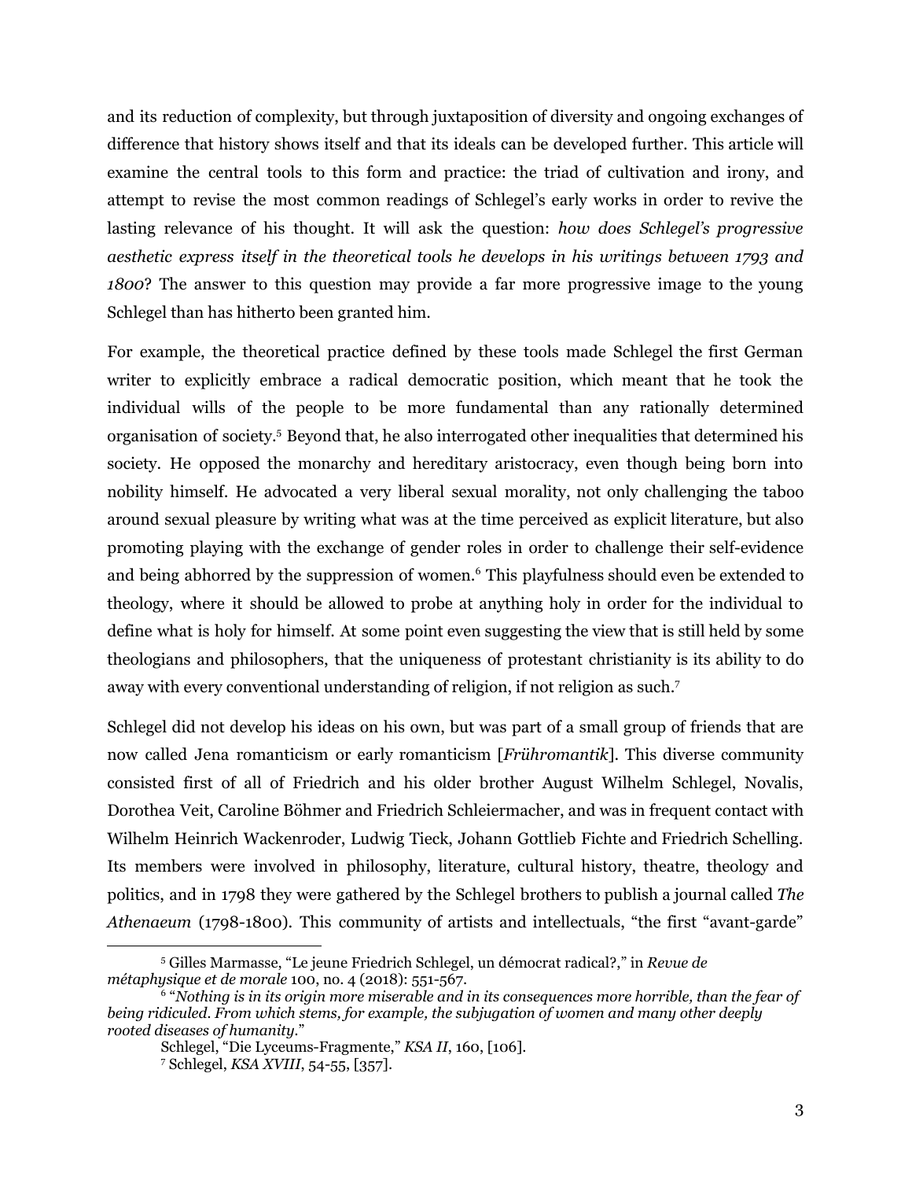and its reduction of complexity, but through juxtaposition of diversity and ongoing exchanges of difference that history shows itself and that its ideals can be developed further. This article will examine the central tools to this form and practice: the triad of cultivation and irony, and attempt to revise the most common readings of Schlegel's early works in order to revive the lasting relevance of his thought. It will ask the question: *how does Schlegel's progressive aesthetic express itself in the theoretical tools he develops in his writings between 1793 and 1800*? The answer to this question may provide a far more progressive image to the young Schlegel than has hitherto been granted him.

For example, the theoretical practice defined by these tools made Schlegel the first German writer to explicitly embrace a radical democratic position, which meant that he took the individual wills of the people to be more fundamental than any rationally determined organisation of society.[5] Beyond that, he also interrogated other inequalities that determined his society. He opposed the monarchy and hereditary aristocracy, even though being born into nobility himself. He advocated a very liberal sexual morality, not only challenging the taboo around sexual pleasure by writing what was at the time perceived as explicit literature, but also promoting playing with the exchange of gender roles in order to challenge their self-evidence and being abhorred by the suppression of women.[6] This playfulness should even be extended to theology, where it should be allowed to probe at anything holy in order for the individual to define what is holy for himself. At some point even suggesting the view that is still held by some theologians and philosophers, that the uniqueness of protestant christianity is its ability to do away with every conventional understanding of religion, if not religion as such.[7]

Schlegel did not develop his ideas on his own, but was part of a small group of friends that are now called Jena romanticism or early romanticism [*Frühromantik*]. This diverse community consisted first of all of Friedrich and his older brother August Wilhelm Schlegel, Novalis, Dorothea Veit, Caroline Böhmer and Friedrich Schleiermacher, and was in frequent contact with Wilhelm Heinrich Wackenroder, Ludwig Tieck, Johann Gottlieb Fichte and Friedrich Schelling. Its members were involved in philosophy, literature, cultural history, theatre, theology and politics, and in 1798 they were gathered by the Schlegel brothers to publish a journal called *The Athenaeum* (1798-1800). This community of artists and intellectuals, "the first "avant-garde"

---

[5] Gilles Marmasse, "Le jeune Friedrich Schlegel, un démocrat radical?," in *Revue de métaphysique et de morale* 100, no. 4 (2018): 551-567.

[6] "*Nothing is in its origin more miserable and in its consequences more horrible, than the fear of being ridiculed. From which stems, for example, the subjugation of women and many other deeply rooted diseases of humanity.*"

Schlegel, "Die Lyceums-Fragmente," *KSA II*, 160, [106].

[7] Schlegel, *KSA XVIII*, 54-55, [357].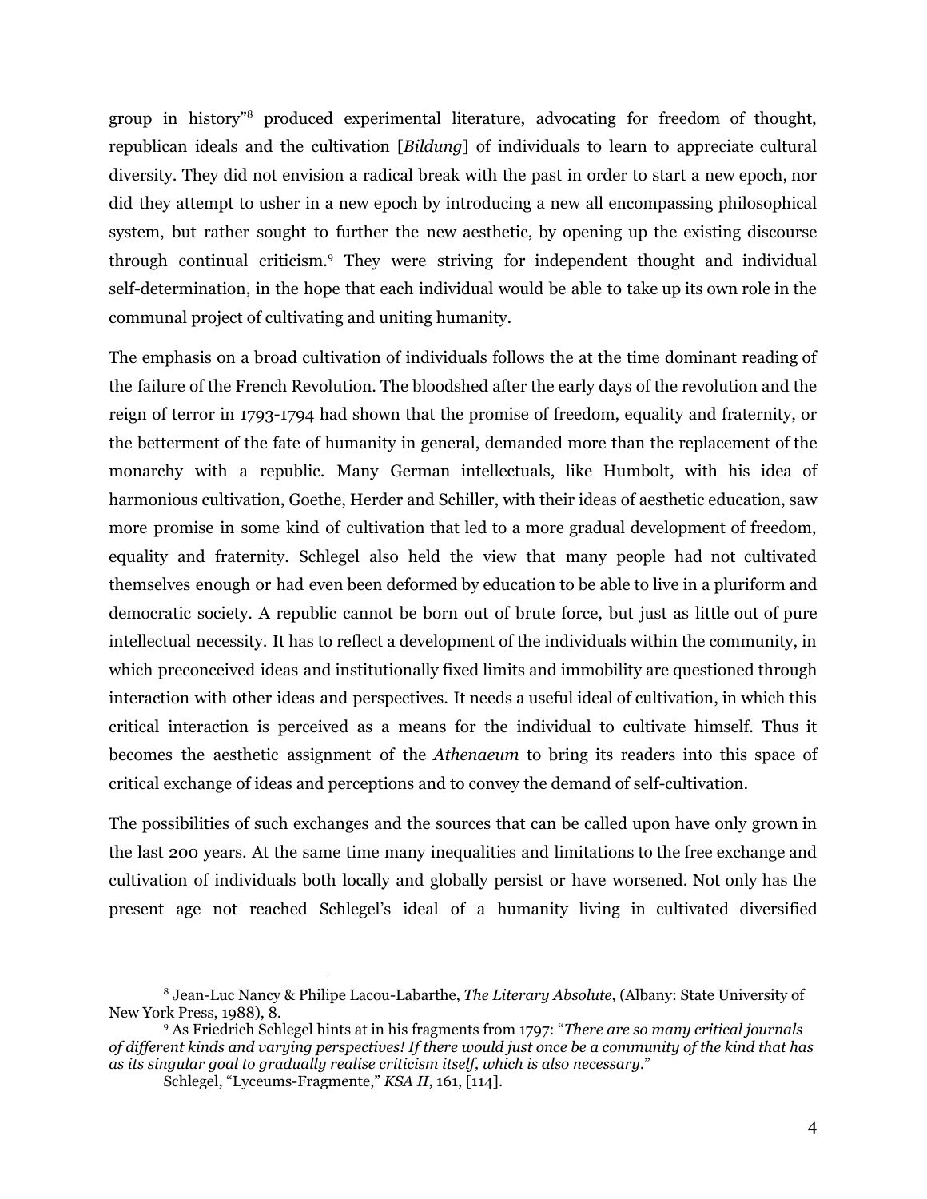group in history"[8] produced experimental literature, advocating for freedom of thought, republican ideals and the cultivation [*Bildung*] of individuals to learn to appreciate cultural diversity. They did not envision a radical break with the past in order to start a new epoch, nor did they attempt to usher in a new epoch by introducing a new all encompassing philosophical system, but rather sought to further the new aesthetic, by opening up the existing discourse through continual criticism.[9] They were striving for independent thought and individual self-determination, in the hope that each individual would be able to take up its own role in the communal project of cultivating and uniting humanity.

The emphasis on a broad cultivation of individuals follows the at the time dominant reading of the failure of the French Revolution. The bloodshed after the early days of the revolution and the reign of terror in 1793-1794 had shown that the promise of freedom, equality and fraternity, or the betterment of the fate of humanity in general, demanded more than the replacement of the monarchy with a republic. Many German intellectuals, like Humbolt, with his idea of harmonious cultivation, Goethe, Herder and Schiller, with their ideas of aesthetic education, saw more promise in some kind of cultivation that led to a more gradual development of freedom, equality and fraternity. Schlegel also held the view that many people had not cultivated themselves enough or had even been deformed by education to be able to live in a pluriform and democratic society. A republic cannot be born out of brute force, but just as little out of pure intellectual necessity. It has to reflect a development of the individuals within the community, in which preconceived ideas and institutionally fixed limits and immobility are questioned through interaction with other ideas and perspectives. It needs a useful ideal of cultivation, in which this critical interaction is perceived as a means for the individual to cultivate himself. Thus it becomes the aesthetic assignment of the *Athenaeum* to bring its readers into this space of critical exchange of ideas and perceptions and to convey the demand of self-cultivation.

The possibilities of such exchanges and the sources that can be called upon have only grown in the last 200 years. At the same time many inequalities and limitations to the free exchange and cultivation of individuals both locally and globally persist or have worsened. Not only has the present age not reached Schlegel's ideal of a humanity living in cultivated diversified

---

[8] Jean-Luc Nancy & Philipe Lacou-Labarthe, *The Literary Absolute*, (Albany: State University of New York Press, 1988), 8.

[9] As Friedrich Schlegel hints at in his fragments from 1797: "*There are so many critical journals of different kinds and varying perspectives! If there would just once be a community of the kind that has as its singular goal to gradually realise criticism itself, which is also necessary*."

Schlegel, "Lyceums-Fragmente," *KSA II*, 161, [114].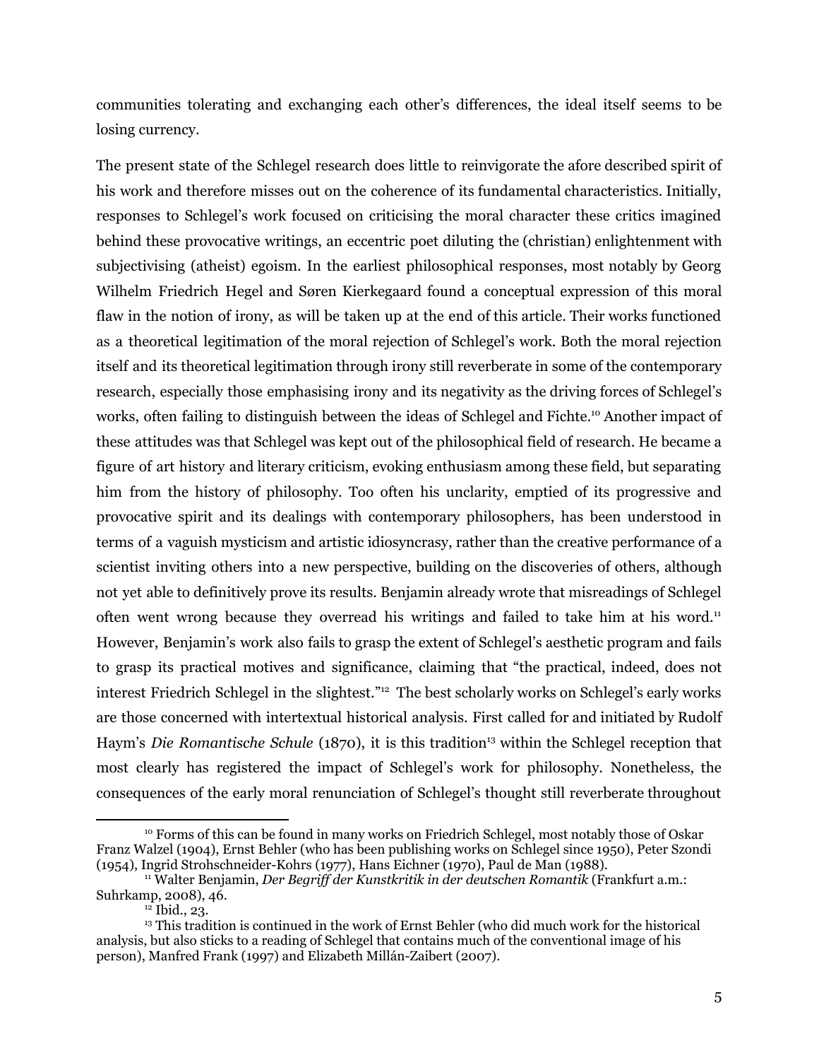communities tolerating and exchanging each other's differences, the ideal itself seems to be losing currency.

The present state of the Schlegel research does little to reinvigorate the afore described spirit of his work and therefore misses out on the coherence of its fundamental characteristics. Initially, responses to Schlegel's work focused on criticising the moral character these critics imagined behind these provocative writings, an eccentric poet diluting the (christian) enlightenment with subjectivising (atheist) egoism. In the earliest philosophical responses, most notably by Georg Wilhelm Friedrich Hegel and Søren Kierkegaard found a conceptual expression of this moral flaw in the notion of irony, as will be taken up at the end of this article. Their works functioned as a theoretical legitimation of the moral rejection of Schlegel's work. Both the moral rejection itself and its theoretical legitimation through irony still reverberate in some of the contemporary research, especially those emphasising irony and its negativity as the driving forces of Schlegel's works, often failing to distinguish between the ideas of Schlegel and Fichte.[10] Another impact of these attitudes was that Schlegel was kept out of the philosophical field of research. He became a figure of art history and literary criticism, evoking enthusiasm among these field, but separating him from the history of philosophy. Too often his unclarity, emptied of its progressive and provocative spirit and its dealings with contemporary philosophers, has been understood in terms of a vaguish mysticism and artistic idiosyncrasy, rather than the creative performance of a scientist inviting others into a new perspective, building on the discoveries of others, although not yet able to definitively prove its results. Benjamin already wrote that misreadings of Schlegel often went wrong because they overread his writings and failed to take him at his word.[11] However, Benjamin's work also fails to grasp the extent of Schlegel's aesthetic program and fails to grasp its practical motives and significance, claiming that "the practical, indeed, does not interest Friedrich Schlegel in the slightest."[12] The best scholarly works on Schlegel's early works are those concerned with intertextual historical analysis. First called for and initiated by Rudolf Haym's *Die Romantische Schule* (1870), it is this tradition[13] within the Schlegel reception that most clearly has registered the impact of Schlegel's work for philosophy. Nonetheless, the consequences of the early moral renunciation of Schlegel's thought still reverberate throughout

---

[10] Forms of this can be found in many works on Friedrich Schlegel, most notably those of Oskar Franz Walzel (1904), Ernst Behler (who has been publishing works on Schlegel since 1950), Peter Szondi (1954), Ingrid Strohschneider-Kohrs (1977), Hans Eichner (1970), Paul de Man (1988).

[11] Walter Benjamin, *Der Begriff der Kunstkritik in der deutschen Romantik* (Frankfurt a.m.: Suhrkamp, 2008), 46.

[12] Ibid., 23.

[13] This tradition is continued in the work of Ernst Behler (who did much work for the historical analysis, but also sticks to a reading of Schlegel that contains much of the conventional image of his person), Manfred Frank (1997) and Elizabeth Millán-Zaibert (2007).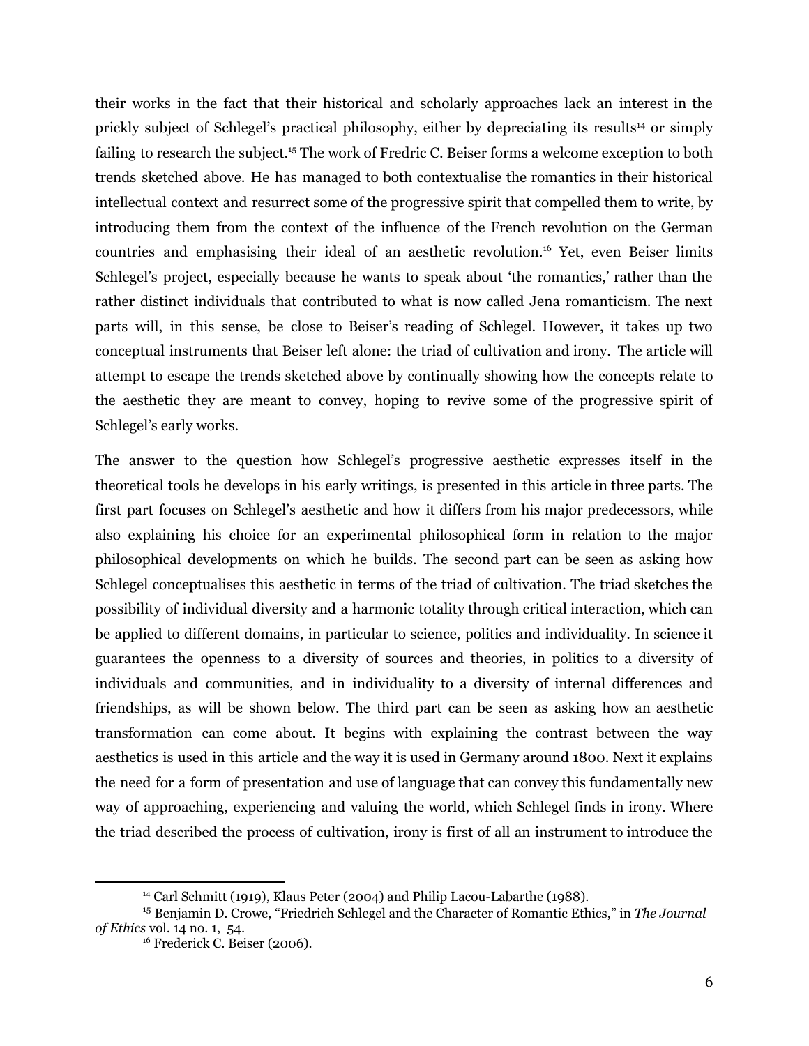their works in the fact that their historical and scholarly approaches lack an interest in the prickly subject of Schlegel's practical philosophy, either by depreciating its results[14] or simply failing to research the subject.[15] The work of Fredric C. Beiser forms a welcome exception to both trends sketched above. He has managed to both contextualise the romantics in their historical intellectual context and resurrect some of the progressive spirit that compelled them to write, by introducing them from the context of the influence of the French revolution on the German countries and emphasising their ideal of an aesthetic revolution.[16] Yet, even Beiser limits Schlegel's project, especially because he wants to speak about 'the romantics,' rather than the rather distinct individuals that contributed to what is now called Jena romanticism. The next parts will, in this sense, be close to Beiser's reading of Schlegel. However, it takes up two conceptual instruments that Beiser left alone: the triad of cultivation and irony. The article will attempt to escape the trends sketched above by continually showing how the concepts relate to the aesthetic they are meant to convey, hoping to revive some of the progressive spirit of Schlegel's early works.

The answer to the question how Schlegel's progressive aesthetic expresses itself in the theoretical tools he develops in his early writings, is presented in this article in three parts. The first part focuses on Schlegel's aesthetic and how it differs from his major predecessors, while also explaining his choice for an experimental philosophical form in relation to the major philosophical developments on which he builds. The second part can be seen as asking how Schlegel conceptualises this aesthetic in terms of the triad of cultivation. The triad sketches the possibility of individual diversity and a harmonic totality through critical interaction, which can be applied to different domains, in particular to science, politics and individuality. In science it guarantees the openness to a diversity of sources and theories, in politics to a diversity of individuals and communities, and in individuality to a diversity of internal differences and friendships, as will be shown below. The third part can be seen as asking how an aesthetic transformation can come about. It begins with explaining the contrast between the way aesthetics is used in this article and the way it is used in Germany around 1800. Next it explains the need for a form of presentation and use of language that can convey this fundamentally new way of approaching, experiencing and valuing the world, which Schlegel finds in irony. Where the triad described the process of cultivation, irony is first of all an instrument to introduce the

---

[14] Carl Schmitt (1919), Klaus Peter (2004) and Philip Lacou-Labarthe (1988).

[15] Benjamin D. Crowe, "Friedrich Schlegel and the Character of Romantic Ethics," in *The Journal of Ethics* vol. 14 no. 1, 54.

[16] Frederick C. Beiser (2006).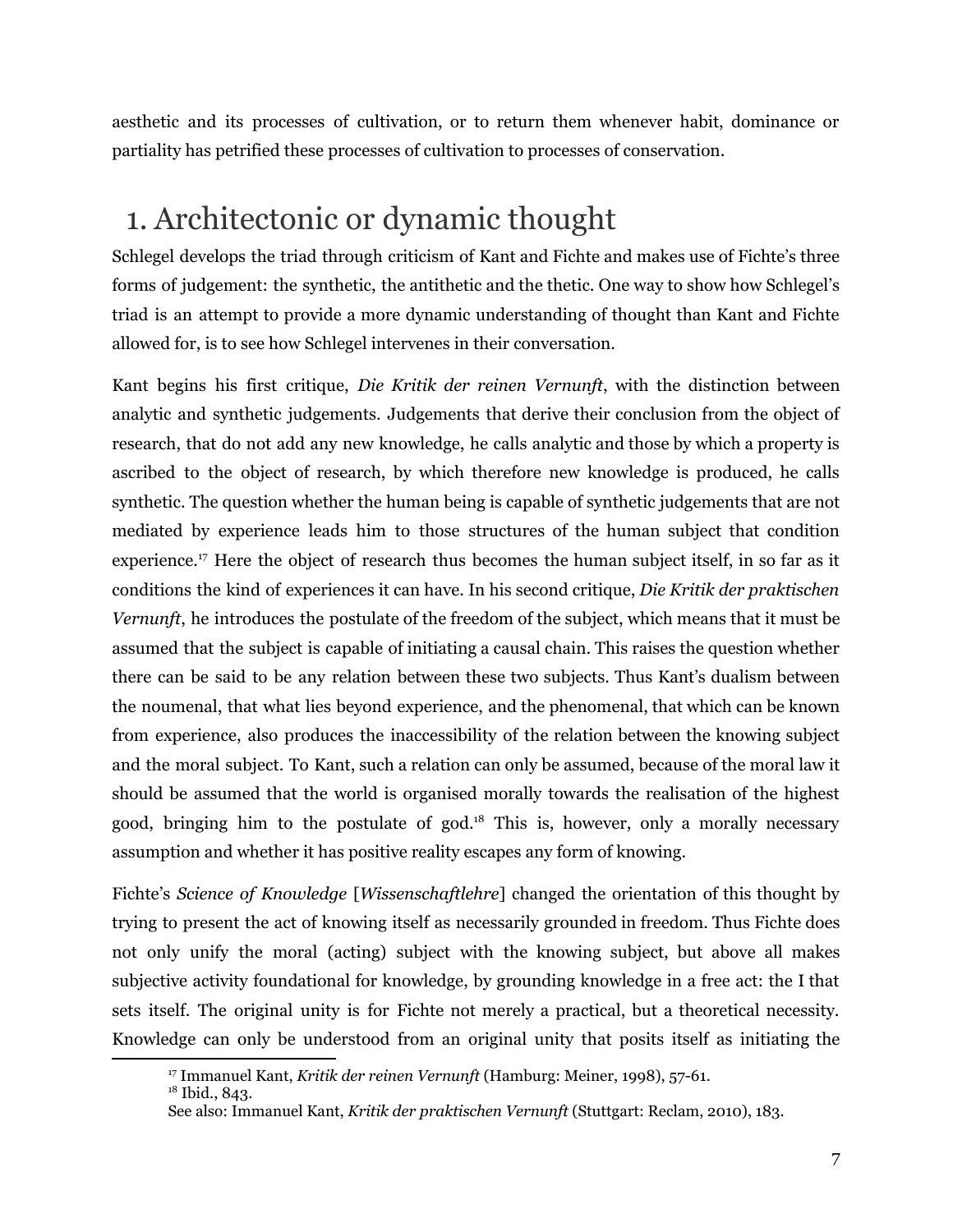aesthetic and its processes of cultivation, or to return them whenever habit, dominance or partiality has petrified these processes of cultivation to processes of conservation.

# 1. Architectonic or dynamic thought

Schlegel develops the triad through criticism of Kant and Fichte and makes use of Fichte's three forms of judgement: the synthetic, the antithetic and the thetic. One way to show how Schlegel's triad is an attempt to provide a more dynamic understanding of thought than Kant and Fichte allowed for, is to see how Schlegel intervenes in their conversation.

Kant begins his first critique, *Die Kritik der reinen Vernunft*, with the distinction between analytic and synthetic judgements. Judgements that derive their conclusion from the object of research, that do not add any new knowledge, he calls analytic and those by which a property is ascribed to the object of research, by which therefore new knowledge is produced, he calls synthetic. The question whether the human being is capable of synthetic judgements that are not mediated by experience leads him to those structures of the human subject that condition experience.[17] Here the object of research thus becomes the human subject itself, in so far as it conditions the kind of experiences it can have. In his second critique, *Die Kritik der praktischen Vernunft*, he introduces the postulate of the freedom of the subject, which means that it must be assumed that the subject is capable of initiating a causal chain. This raises the question whether there can be said to be any relation between these two subjects. Thus Kant's dualism between the noumenal, that what lies beyond experience, and the phenomenal, that which can be known from experience, also produces the inaccessibility of the relation between the knowing subject and the moral subject. To Kant, such a relation can only be assumed, because of the moral law it should be assumed that the world is organised morally towards the realisation of the highest good, bringing him to the postulate of god.[18] This is, however, only a morally necessary assumption and whether it has positive reality escapes any form of knowing.

Fichte's *Science of Knowledge* [*Wissenschaftlehre*] changed the orientation of this thought by trying to present the act of knowing itself as necessarily grounded in freedom. Thus Fichte does not only unify the moral (acting) subject with the knowing subject, but above all makes subjective activity foundational for knowledge, by grounding knowledge in a free act: the I that sets itself. The original unity is for Fichte not merely a practical, but a theoretical necessity. Knowledge can only be understood from an original unity that posits itself as initiating the

[17] Immanuel Kant, *Kritik der reinen Vernunft* (Hamburg: Meiner, 1998), 57-61.
[18] Ibid., 843.
See also: Immanuel Kant, *Kritik der praktischen Vernunft* (Stuttgart: Reclam, 2010), 183.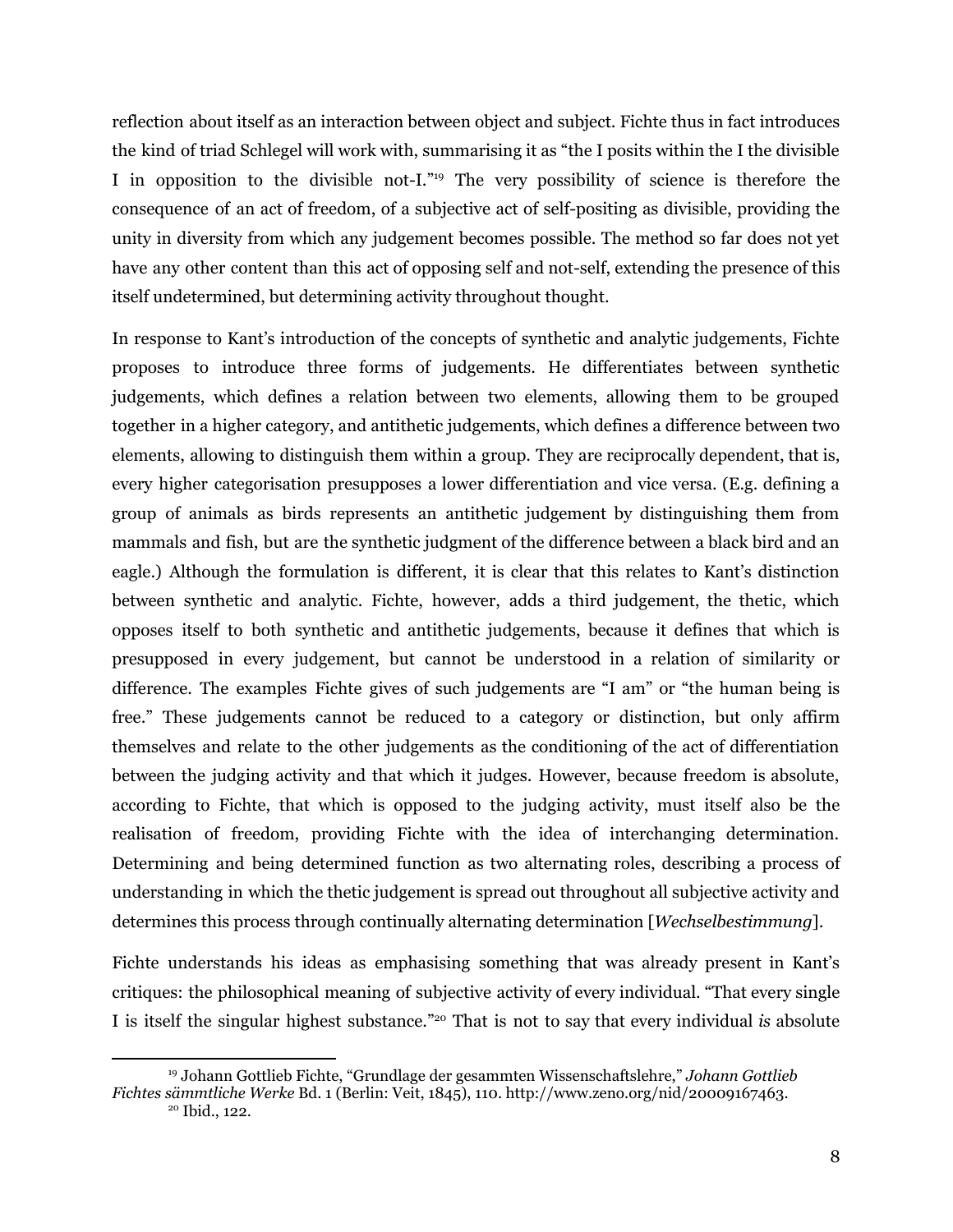reflection about itself as an interaction between object and subject. Fichte thus in fact introduces the kind of triad Schlegel will work with, summarising it as "the I posits within the I the divisible I in opposition to the divisible not-I."[19] The very possibility of science is therefore the consequence of an act of freedom, of a subjective act of self-positing as divisible, providing the unity in diversity from which any judgement becomes possible. The method so far does not yet have any other content than this act of opposing self and not-self, extending the presence of this itself undetermined, but determining activity throughout thought.

In response to Kant's introduction of the concepts of synthetic and analytic judgements, Fichte proposes to introduce three forms of judgements. He differentiates between synthetic judgements, which defines a relation between two elements, allowing them to be grouped together in a higher category, and antithetic judgements, which defines a difference between two elements, allowing to distinguish them within a group. They are reciprocally dependent, that is, every higher categorisation presupposes a lower differentiation and vice versa. (E.g. defining a group of animals as birds represents an antithetic judgement by distinguishing them from mammals and fish, but are the synthetic judgment of the difference between a black bird and an eagle.) Although the formulation is different, it is clear that this relates to Kant's distinction between synthetic and analytic. Fichte, however, adds a third judgement, the thetic, which opposes itself to both synthetic and antithetic judgements, because it defines that which is presupposed in every judgement, but cannot be understood in a relation of similarity or difference. The examples Fichte gives of such judgements are "I am" or "the human being is free." These judgements cannot be reduced to a category or distinction, but only affirm themselves and relate to the other judgements as the conditioning of the act of differentiation between the judging activity and that which it judges. However, because freedom is absolute, according to Fichte, that which is opposed to the judging activity, must itself also be the realisation of freedom, providing Fichte with the idea of interchanging determination. Determining and being determined function as two alternating roles, describing a process of understanding in which the thetic judgement is spread out throughout all subjective activity and determines this process through continually alternating determination [*Wechselbestimmung*].

Fichte understands his ideas as emphasising something that was already present in Kant's critiques: the philosophical meaning of subjective activity of every individual. "That every single I is itself the singular highest substance."[20] That is not to say that every individual *is* absolute

[19] Johann Gottlieb Fichte, "Grundlage der gesammten Wissenschaftslehre," *Johann Gottlieb Fichtes sämmtliche Werke* Bd. 1 (Berlin: Veit, 1845), 110. http://www.zeno.org/nid/20009167463.

[20] Ibid., 122.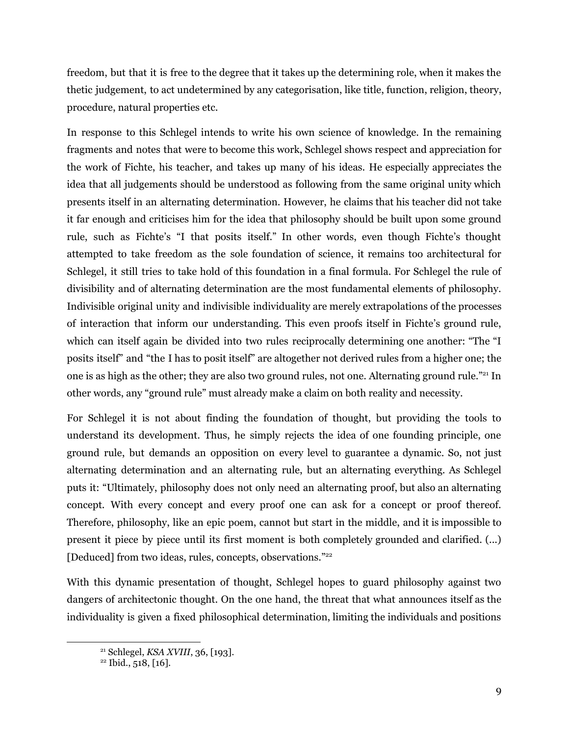freedom, but that it is free to the degree that it takes up the determining role, when it makes the thetic judgement, to act undetermined by any categorisation, like title, function, religion, theory, procedure, natural properties etc.

In response to this Schlegel intends to write his own science of knowledge. In the remaining fragments and notes that were to become this work, Schlegel shows respect and appreciation for the work of Fichte, his teacher, and takes up many of his ideas. He especially appreciates the idea that all judgements should be understood as following from the same original unity which presents itself in an alternating determination. However, he claims that his teacher did not take it far enough and criticises him for the idea that philosophy should be built upon some ground rule, such as Fichte's "I that posits itself." In other words, even though Fichte's thought attempted to take freedom as the sole foundation of science, it remains too architectural for Schlegel, it still tries to take hold of this foundation in a final formula. For Schlegel the rule of divisibility and of alternating determination are the most fundamental elements of philosophy. Indivisible original unity and indivisible individuality are merely extrapolations of the processes of interaction that inform our understanding. This even proofs itself in Fichte's ground rule, which can itself again be divided into two rules reciprocally determining one another: "The "I posits itself" and "the I has to posit itself" are altogether not derived rules from a higher one; the one is as high as the other; they are also two ground rules, not one. Alternating ground rule."[21] In other words, any "ground rule" must already make a claim on both reality and necessity.

For Schlegel it is not about finding the foundation of thought, but providing the tools to understand its development. Thus, he simply rejects the idea of one founding principle, one ground rule, but demands an opposition on every level to guarantee a dynamic. So, not just alternating determination and an alternating rule, but an alternating everything. As Schlegel puts it: "Ultimately, philosophy does not only need an alternating proof, but also an alternating concept. With every concept and every proof one can ask for a concept or proof thereof. Therefore, philosophy, like an epic poem, cannot but start in the middle, and it is impossible to present it piece by piece until its first moment is both completely grounded and clarified. (…) [Deduced] from two ideas, rules, concepts, observations."[22]

With this dynamic presentation of thought, Schlegel hopes to guard philosophy against two dangers of architectonic thought. On the one hand, the threat that what announces itself as the individuality is given a fixed philosophical determination, limiting the individuals and positions

[21] Schlegel, *KSA XVIII*, 36, [193].

[22] Ibid., 518, [16].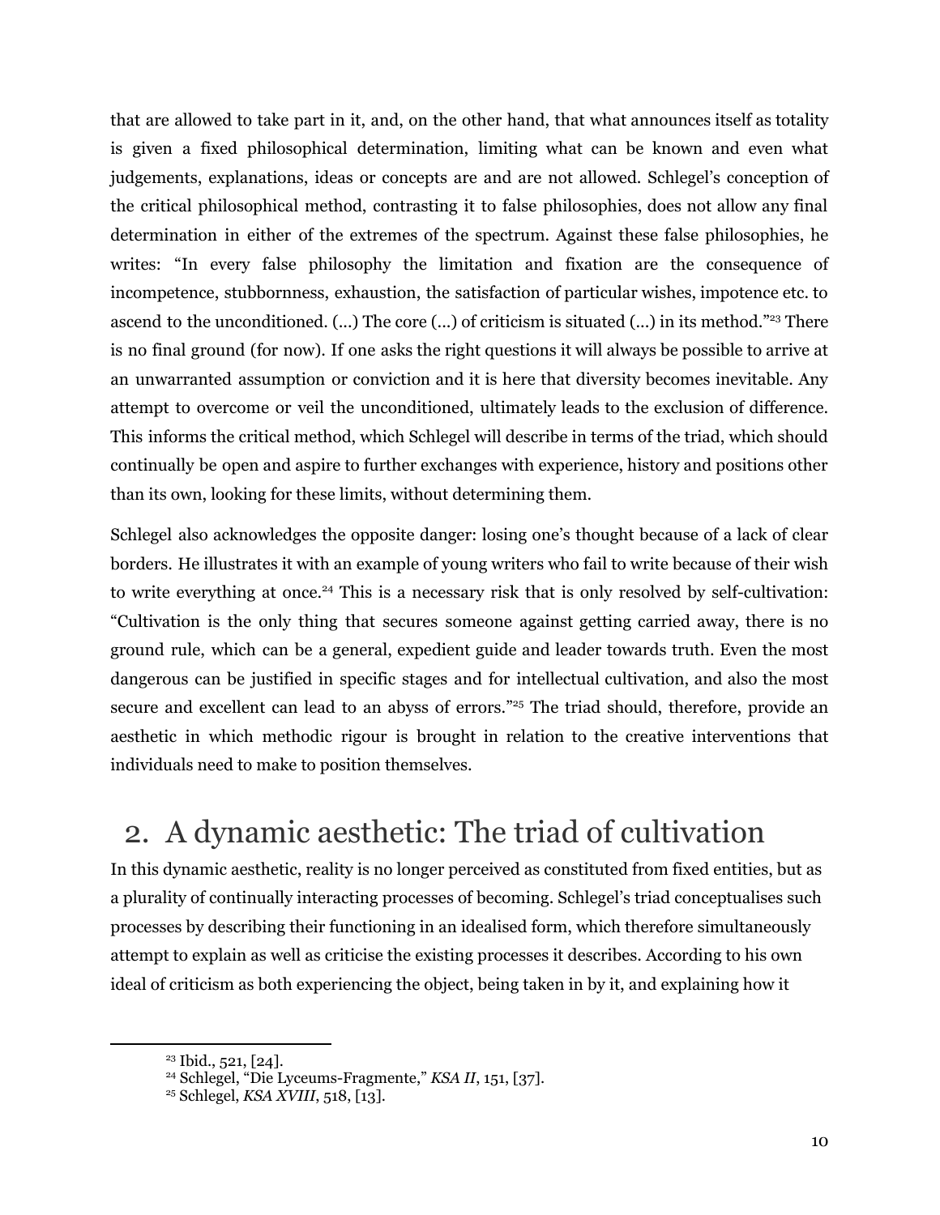that are allowed to take part in it, and, on the other hand, that what announces itself as totality is given a fixed philosophical determination, limiting what can be known and even what judgements, explanations, ideas or concepts are and are not allowed. Schlegel's conception of the critical philosophical method, contrasting it to false philosophies, does not allow any final determination in either of the extremes of the spectrum. Against these false philosophies, he writes: "In every false philosophy the limitation and fixation are the consequence of incompetence, stubbornness, exhaustion, the satisfaction of particular wishes, impotence etc. to ascend to the unconditioned. (…) The core (…) of criticism is situated (…) in its method."[23] There is no final ground (for now). If one asks the right questions it will always be possible to arrive at an unwarranted assumption or conviction and it is here that diversity becomes inevitable. Any attempt to overcome or veil the unconditioned, ultimately leads to the exclusion of difference. This informs the critical method, which Schlegel will describe in terms of the triad, which should continually be open and aspire to further exchanges with experience, history and positions other than its own, looking for these limits, without determining them.

Schlegel also acknowledges the opposite danger: losing one's thought because of a lack of clear borders. He illustrates it with an example of young writers who fail to write because of their wish to write everything at once.[24] This is a necessary risk that is only resolved by self-cultivation: "Cultivation is the only thing that secures someone against getting carried away, there is no ground rule, which can be a general, expedient guide and leader towards truth. Even the most dangerous can be justified in specific stages and for intellectual cultivation, and also the most secure and excellent can lead to an abyss of errors."[25] The triad should, therefore, provide an aesthetic in which methodic rigour is brought in relation to the creative interventions that individuals need to make to position themselves.

## 2. A dynamic aesthetic: The triad of cultivation

In this dynamic aesthetic, reality is no longer perceived as constituted from fixed entities, but as a plurality of continually interacting processes of becoming. Schlegel's triad conceptualises such processes by describing their functioning in an idealised form, which therefore simultaneously attempt to explain as well as criticise the existing processes it describes. According to his own ideal of criticism as both experiencing the object, being taken in by it, and explaining how it

---

[23] Ibid., 521, [24].

[24] Schlegel, "Die Lyceums-Fragmente," *KSA II*, 151, [37].

[25] Schlegel, *KSA XVIII*, 518, [13].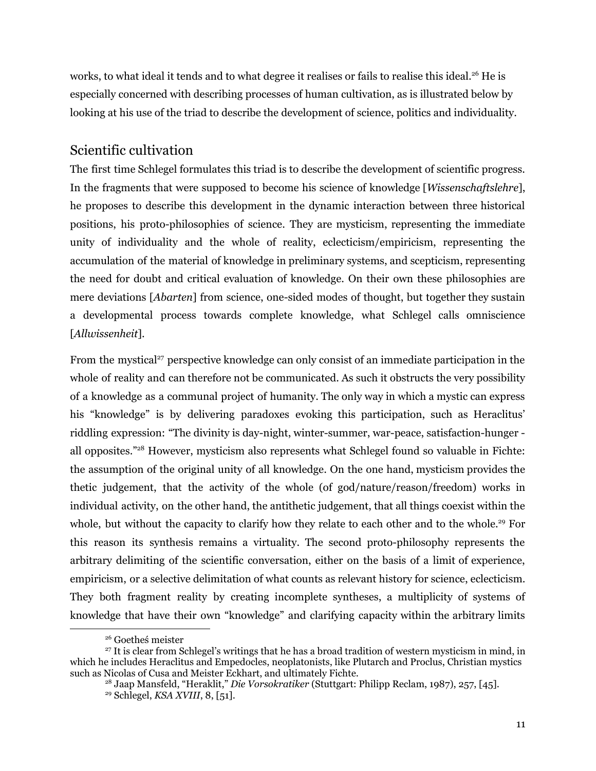works, to what ideal it tends and to what degree it realises or fails to realise this ideal.[26] He is especially concerned with describing processes of human cultivation, as is illustrated below by looking at his use of the triad to describe the development of science, politics and individuality.

## Scientific cultivation

The first time Schlegel formulates this triad is to describe the development of scientific progress. In the fragments that were supposed to become his science of knowledge [*Wissenschaftslehre*], he proposes to describe this development in the dynamic interaction between three historical positions, his proto-philosophies of science. They are mysticism, representing the immediate unity of individuality and the whole of reality, eclecticism/empiricism, representing the accumulation of the material of knowledge in preliminary systems, and scepticism, representing the need for doubt and critical evaluation of knowledge. On their own these philosophies are mere deviations [*Abarten*] from science, one-sided modes of thought, but together they sustain a developmental process towards complete knowledge, what Schlegel calls omniscience [*Allwissenheit*].

From the mystical[27] perspective knowledge can only consist of an immediate participation in the whole of reality and can therefore not be communicated. As such it obstructs the very possibility of a knowledge as a communal project of humanity. The only way in which a mystic can express his "knowledge" is by delivering paradoxes evoking this participation, such as Heraclitus' riddling expression: "The divinity is day-night, winter-summer, war-peace, satisfaction-hunger - all opposites."[28] However, mysticism also represents what Schlegel found so valuable in Fichte: the assumption of the original unity of all knowledge. On the one hand, mysticism provides the thetic judgement, that the activity of the whole (of god/nature/reason/freedom) works in individual activity, on the other hand, the antithetic judgement, that all things coexist within the whole, but without the capacity to clarify how they relate to each other and to the whole.[29] For this reason its synthesis remains a virtuality. The second proto-philosophy represents the arbitrary delimiting of the scientific conversation, either on the basis of a limit of experience, empiricism, or a selective delimitation of what counts as relevant history for science, eclecticism. They both fragment reality by creating incomplete syntheses, a multiplicity of systems of knowledge that have their own "knowledge" and clarifying capacity within the arbitrary limits

---

[26] Goethes meister

[27] It is clear from Schlegel's writings that he has a broad tradition of western mysticism in mind, in which he includes Heraclitus and Empedocles, neoplatonists, like Plutarch and Proclus, Christian mystics such as Nicolas of Cusa and Meister Eckhart, and ultimately Fichte.

[28] Jaap Mansfeld, "Heraklit," *Die Vorsokratiker* (Stuttgart: Philipp Reclam, 1987), 257, [45].

[29] Schlegel, *KSA XVIII*, 8, [51].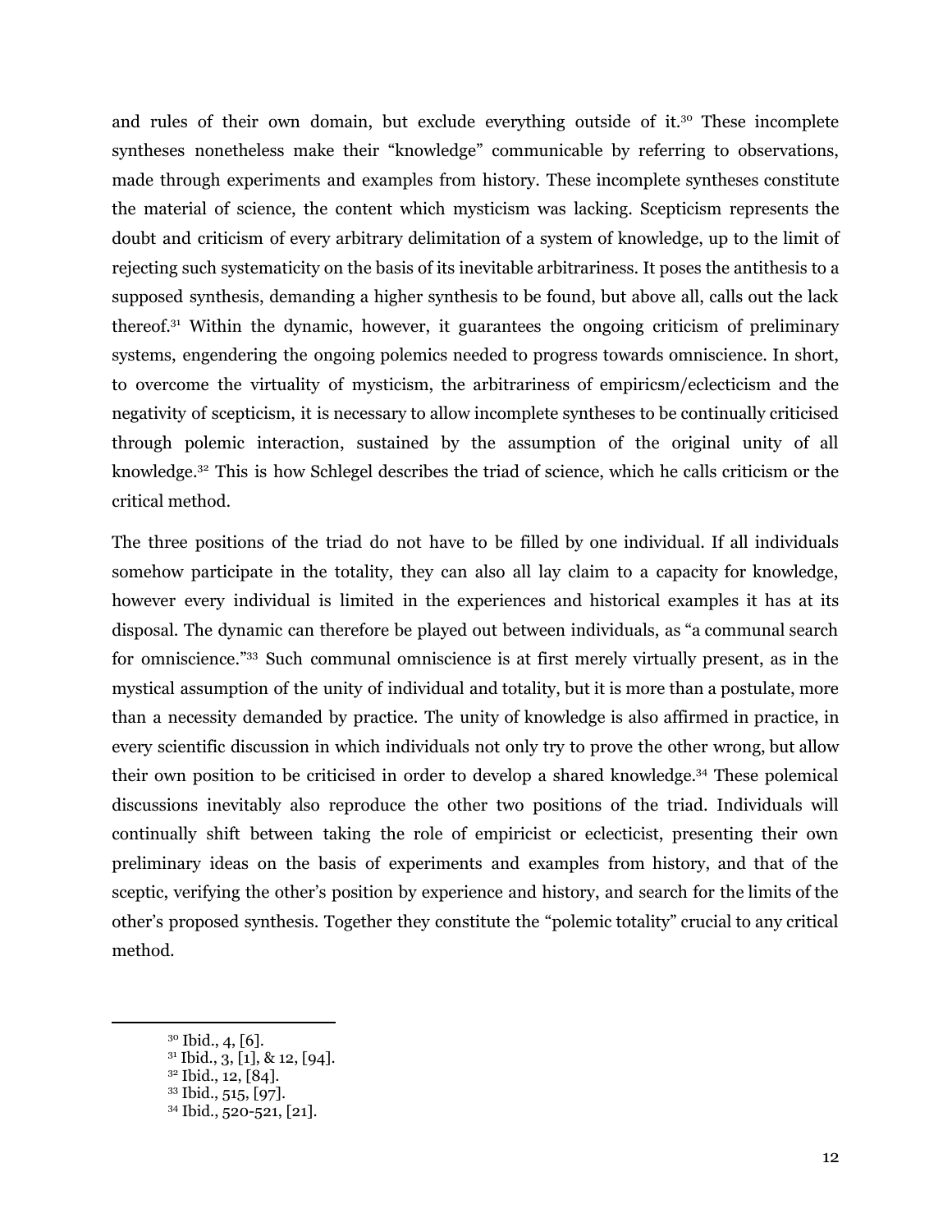and rules of their own domain, but exclude everything outside of it.[30] These incomplete syntheses nonetheless make their "knowledge" communicable by referring to observations, made through experiments and examples from history. These incomplete syntheses constitute the material of science, the content which mysticism was lacking. Scepticism represents the doubt and criticism of every arbitrary delimitation of a system of knowledge, up to the limit of rejecting such systematicity on the basis of its inevitable arbitrariness. It poses the antithesis to a supposed synthesis, demanding a higher synthesis to be found, but above all, calls out the lack thereof.[31] Within the dynamic, however, it guarantees the ongoing criticism of preliminary systems, engendering the ongoing polemics needed to progress towards omniscience. In short, to overcome the virtuality of mysticism, the arbitrariness of empiricsm/eclecticism and the negativity of scepticism, it is necessary to allow incomplete syntheses to be continually criticised through polemic interaction, sustained by the assumption of the original unity of all knowledge.[32] This is how Schlegel describes the triad of science, which he calls criticism or the critical method.

The three positions of the triad do not have to be filled by one individual. If all individuals somehow participate in the totality, they can also all lay claim to a capacity for knowledge, however every individual is limited in the experiences and historical examples it has at its disposal. The dynamic can therefore be played out between individuals, as "a communal search for omniscience."[33] Such communal omniscience is at first merely virtually present, as in the mystical assumption of the unity of individual and totality, but it is more than a postulate, more than a necessity demanded by practice. The unity of knowledge is also affirmed in practice, in every scientific discussion in which individuals not only try to prove the other wrong, but allow their own position to be criticised in order to develop a shared knowledge.[34] These polemical discussions inevitably also reproduce the other two positions of the triad. Individuals will continually shift between taking the role of empiricist or eclecticist, presenting their own preliminary ideas on the basis of experiments and examples from history, and that of the sceptic, verifying the other's position by experience and history, and search for the limits of the other's proposed synthesis. Together they constitute the "polemic totality" crucial to any critical method.

---

[30] Ibid., 4, [6].
[31] Ibid., 3, [1], & 12, [94].
[32] Ibid., 12, [84].
[33] Ibid., 515, [97].
[34] Ibid., 520-521, [21].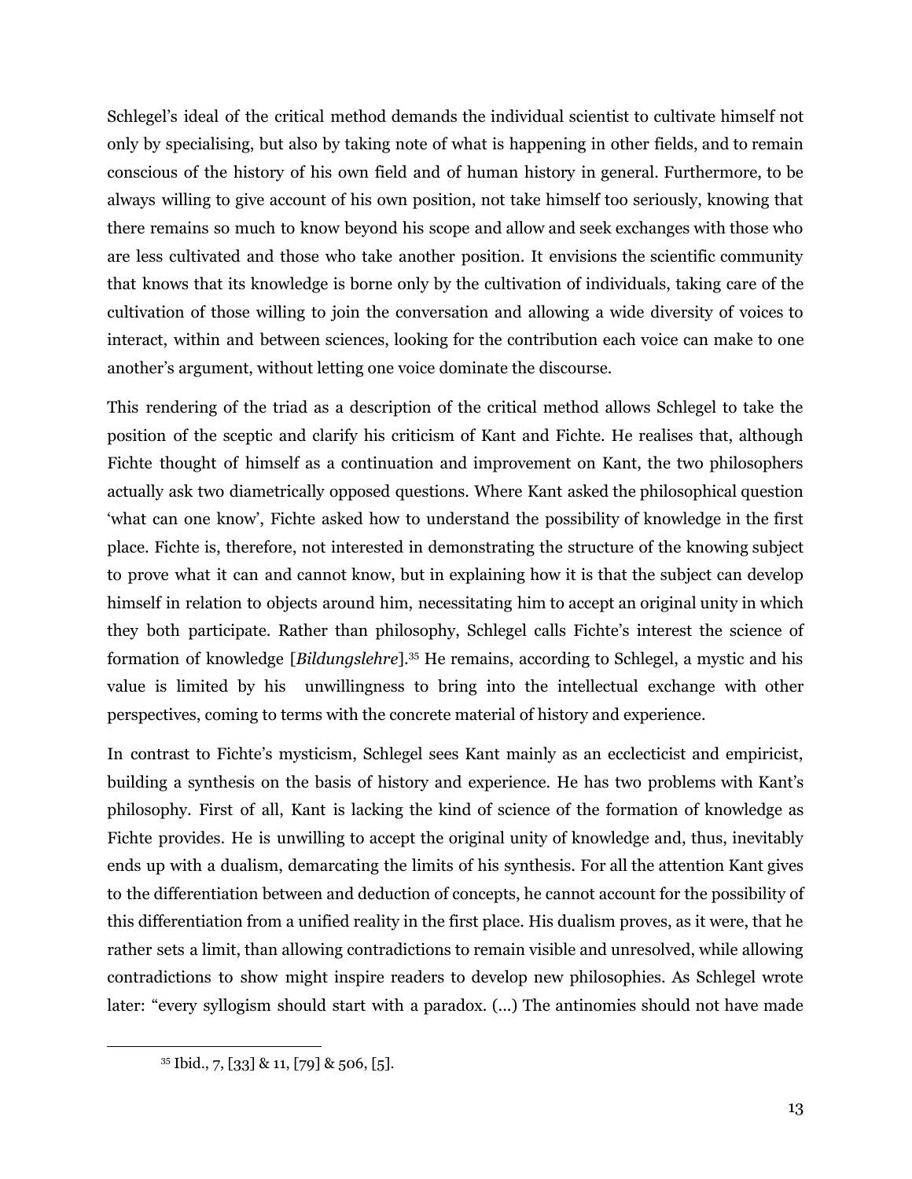Schlegel's ideal of the critical method demands the individual scientist to cultivate himself not only by specialising, but also by taking note of what is happening in other fields, and to remain conscious of the history of his own field and of human history in general. Furthermore, to be always willing to give account of his own position, not take himself too seriously, knowing that there remains so much to know beyond his scope and allow and seek exchanges with those who are less cultivated and those who take another position. It envisions the scientific community that knows that its knowledge is borne only by the cultivation of individuals, taking care of the cultivation of those willing to join the conversation and allowing a wide diversity of voices to interact, within and between sciences, looking for the contribution each voice can make to one another's argument, without letting one voice dominate the discourse.

This rendering of the triad as a description of the critical method allows Schlegel to take the position of the sceptic and clarify his criticism of Kant and Fichte. He realises that, although Fichte thought of himself as a continuation and improvement on Kant, the two philosophers actually ask two diametrically opposed questions. Where Kant asked the philosophical question 'what can one know', Fichte asked how to understand the possibility of knowledge in the first place. Fichte is, therefore, not interested in demonstrating the structure of the knowing subject to prove what it can and cannot know, but in explaining how it is that the subject can develop himself in relation to objects around him, necessitating him to accept an original unity in which they both participate. Rather than philosophy, Schlegel calls Fichte's interest the science of formation of knowledge [*Bildungslehre*].[35] He remains, according to Schlegel, a mystic and his value is limited by his unwillingness to bring into the intellectual exchange with other perspectives, coming to terms with the concrete material of history and experience.

In contrast to Fichte's mysticism, Schlegel sees Kant mainly as an ecclecticist and empiricist, building a synthesis on the basis of history and experience. He has two problems with Kant's philosophy. First of all, Kant is lacking the kind of science of the formation of knowledge as Fichte provides. He is unwilling to accept the original unity of knowledge and, thus, inevitably ends up with a dualism, demarcating the limits of his synthesis. For all the attention Kant gives to the differentiation between and deduction of concepts, he cannot account for the possibility of this differentiation from a unified reality in the first place. His dualism proves, as it were, that he rather sets a limit, than allowing contradictions to remain visible and unresolved, while allowing contradictions to show might inspire readers to develop new philosophies. As Schlegel wrote later: "every syllogism should start with a paradox. (...) The antinomies should not have made

---

[35] Ibid., 7, [33] & 11, [79] & 506, [5].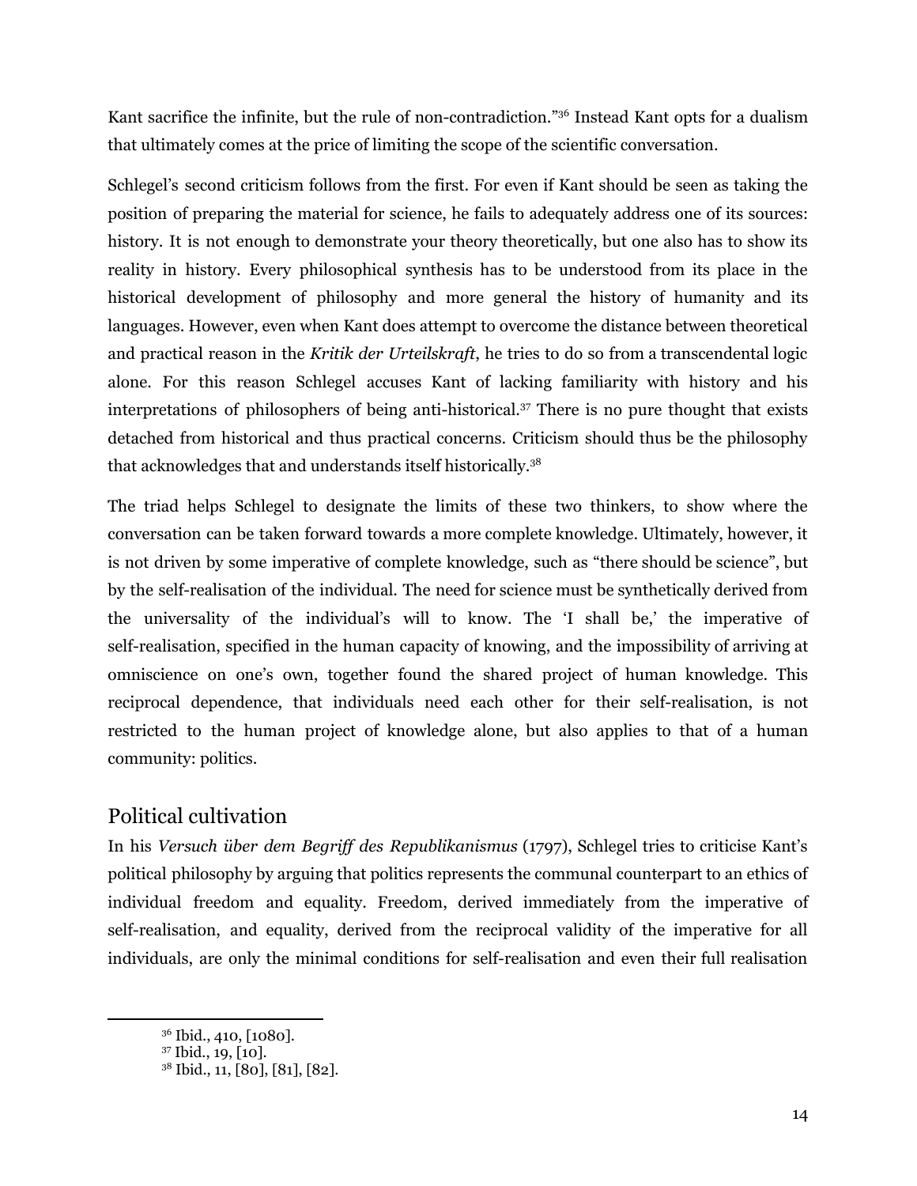Kant sacrifice the infinite, but the rule of non-contradiction."[36] Instead Kant opts for a dualism that ultimately comes at the price of limiting the scope of the scientific conversation.

Schlegel's second criticism follows from the first. For even if Kant should be seen as taking the position of preparing the material for science, he fails to adequately address one of its sources: history. It is not enough to demonstrate your theory theoretically, but one also has to show its reality in history. Every philosophical synthesis has to be understood from its place in the historical development of philosophy and more general the history of humanity and its languages. However, even when Kant does attempt to overcome the distance between theoretical and practical reason in the *Kritik der Urteilskraft*, he tries to do so from a transcendental logic alone. For this reason Schlegel accuses Kant of lacking familiarity with history and his interpretations of philosophers of being anti-historical.[37] There is no pure thought that exists detached from historical and thus practical concerns. Criticism should thus be the philosophy that acknowledges that and understands itself historically.[38]

The triad helps Schlegel to designate the limits of these two thinkers, to show where the conversation can be taken forward towards a more complete knowledge. Ultimately, however, it is not driven by some imperative of complete knowledge, such as "there should be science", but by the self-realisation of the individual. The need for science must be synthetically derived from the universality of the individual's will to know. The 'I shall be,' the imperative of self-realisation, specified in the human capacity of knowing, and the impossibility of arriving at omniscience on one's own, together found the shared project of human knowledge. This reciprocal dependence, that individuals need each other for their self-realisation, is not restricted to the human project of knowledge alone, but also applies to that of a human community: politics.

## Political cultivation

In his *Versuch über dem Begriff des Republikanismus* (1797), Schlegel tries to criticise Kant's political philosophy by arguing that politics represents the communal counterpart to an ethics of individual freedom and equality. Freedom, derived immediately from the imperative of self-realisation, and equality, derived from the reciprocal validity of the imperative for all individuals, are only the minimal conditions for self-realisation and even their full realisation

---

[36] Ibid., 410, [1080].

[37] Ibid., 19, [10].

[38] Ibid., 11, [80], [81], [82].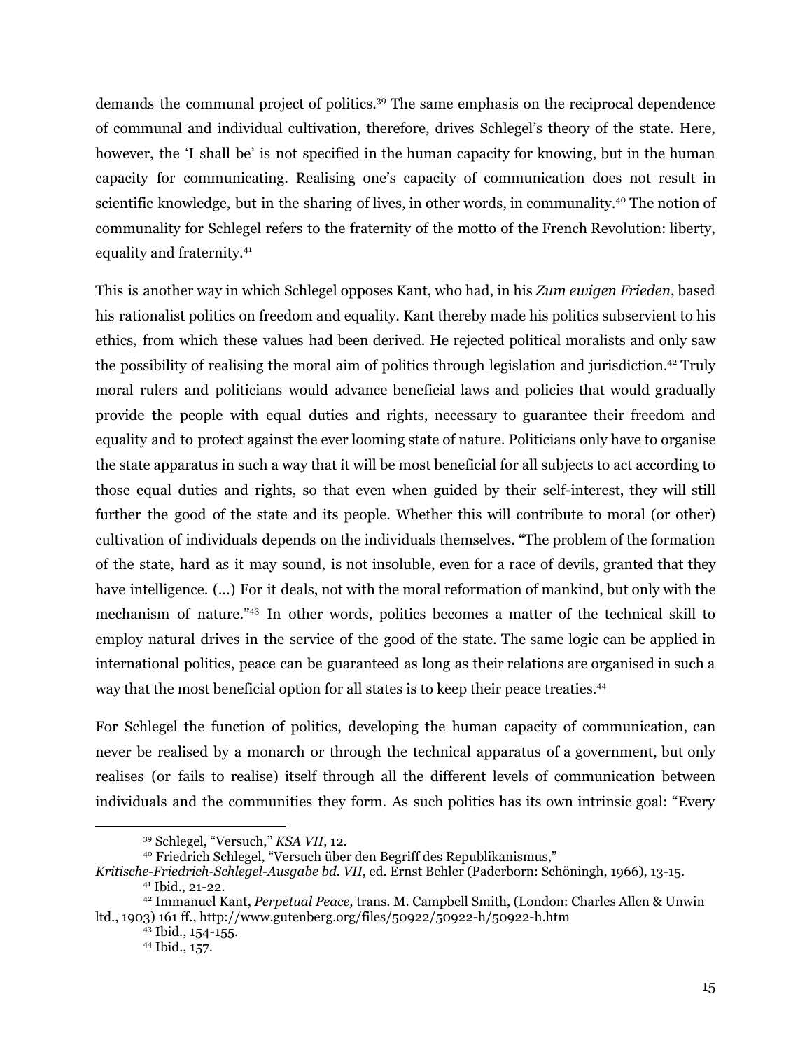demands the communal project of politics.[39] The same emphasis on the reciprocal dependence of communal and individual cultivation, therefore, drives Schlegel's theory of the state. Here, however, the 'I shall be' is not specified in the human capacity for knowing, but in the human capacity for communicating. Realising one's capacity of communication does not result in scientific knowledge, but in the sharing of lives, in other words, in communality.[40] The notion of communality for Schlegel refers to the fraternity of the motto of the French Revolution: liberty, equality and fraternity.[41]

This is another way in which Schlegel opposes Kant, who had, in his *Zum ewigen Frieden*, based his rationalist politics on freedom and equality. Kant thereby made his politics subservient to his ethics, from which these values had been derived. He rejected political moralists and only saw the possibility of realising the moral aim of politics through legislation and jurisdiction.[42] Truly moral rulers and politicians would advance beneficial laws and policies that would gradually provide the people with equal duties and rights, necessary to guarantee their freedom and equality and to protect against the ever looming state of nature. Politicians only have to organise the state apparatus in such a way that it will be most beneficial for all subjects to act according to those equal duties and rights, so that even when guided by their self-interest, they will still further the good of the state and its people. Whether this will contribute to moral (or other) cultivation of individuals depends on the individuals themselves. "The problem of the formation of the state, hard as it may sound, is not insoluble, even for a race of devils, granted that they have intelligence. (...) For it deals, not with the moral reformation of mankind, but only with the mechanism of nature."[43] In other words, politics becomes a matter of the technical skill to employ natural drives in the service of the good of the state. The same logic can be applied in international politics, peace can be guaranteed as long as their relations are organised in such a way that the most beneficial option for all states is to keep their peace treaties.[44]

For Schlegel the function of politics, developing the human capacity of communication, can never be realised by a monarch or through the technical apparatus of a government, but only realises (or fails to realise) itself through all the different levels of communication between individuals and the communities they form. As such politics has its own intrinsic goal: "Every

---

[39] Schlegel, "Versuch," *KSA VII*, 12.

[40] Friedrich Schlegel, "Versuch über den Begriff des Republikanismus," *Kritische-Friedrich-Schlegel-Ausgabe bd. VII*, ed. Ernst Behler (Paderborn: Schöningh, 1966), 13-15.

[41] Ibid., 21-22.

[42] Immanuel Kant, *Perpetual Peace,* trans. M. Campbell Smith, (London: Charles Allen & Unwin ltd., 1903) 161 ff., http://www.gutenberg.org/files/50922/50922-h/50922-h.htm

[43] Ibid., 154-155.

[44] Ibid., 157.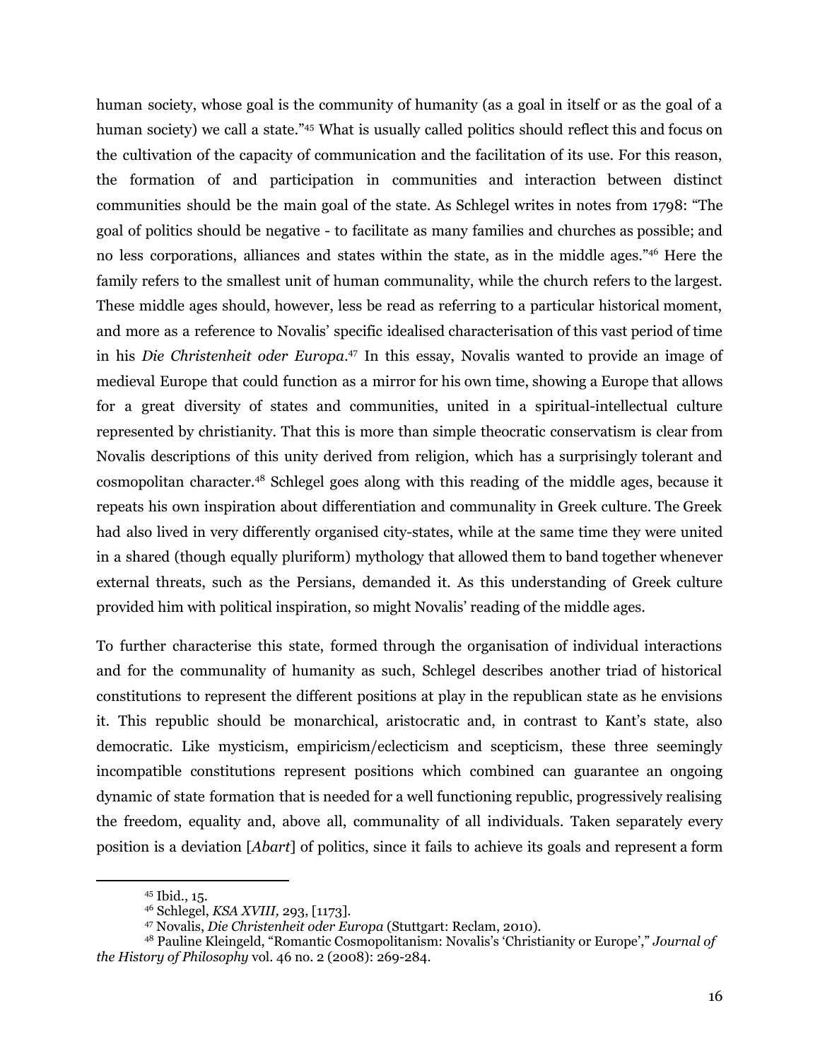human society, whose goal is the community of humanity (as a goal in itself or as the goal of a human society) we call a state."[45] What is usually called politics should reflect this and focus on the cultivation of the capacity of communication and the facilitation of its use. For this reason, the formation of and participation in communities and interaction between distinct communities should be the main goal of the state. As Schlegel writes in notes from 1798: "The goal of politics should be negative - to facilitate as many families and churches as possible; and no less corporations, alliances and states within the state, as in the middle ages."[46] Here the family refers to the smallest unit of human communality, while the church refers to the largest. These middle ages should, however, less be read as referring to a particular historical moment, and more as a reference to Novalis' specific idealised characterisation of this vast period of time in his *Die Christenheit oder Europa*.[47] In this essay, Novalis wanted to provide an image of medieval Europe that could function as a mirror for his own time, showing a Europe that allows for a great diversity of states and communities, united in a spiritual-intellectual culture represented by christianity. That this is more than simple theocratic conservatism is clear from Novalis descriptions of this unity derived from religion, which has a surprisingly tolerant and cosmopolitan character.[48] Schlegel goes along with this reading of the middle ages, because it repeats his own inspiration about differentiation and communality in Greek culture. The Greek had also lived in very differently organised city-states, while at the same time they were united in a shared (though equally pluriform) mythology that allowed them to band together whenever external threats, such as the Persians, demanded it. As this understanding of Greek culture provided him with political inspiration, so might Novalis' reading of the middle ages.

To further characterise this state, formed through the organisation of individual interactions and for the communality of humanity as such, Schlegel describes another triad of historical constitutions to represent the different positions at play in the republican state as he envisions it. This republic should be monarchical, aristocratic and, in contrast to Kant's state, also democratic. Like mysticism, empiricism/eclecticism and scepticism, these three seemingly incompatible constitutions represent positions which combined can guarantee an ongoing dynamic of state formation that is needed for a well functioning republic, progressively realising the freedom, equality and, above all, communality of all individuals. Taken separately every position is a deviation [*Abart*] of politics, since it fails to achieve its goals and represent a form

---

[45] Ibid., 15.

[46] Schlegel, *KSA XVIII,* 293, [1173].

[47] Novalis, *Die Christenheit oder Europa* (Stuttgart: Reclam, 2010).

[48] Pauline Kleingeld, "Romantic Cosmopolitanism: Novalis's 'Christianity or Europe'," *Journal of the History of Philosophy* vol. 46 no. 2 (2008): 269-284.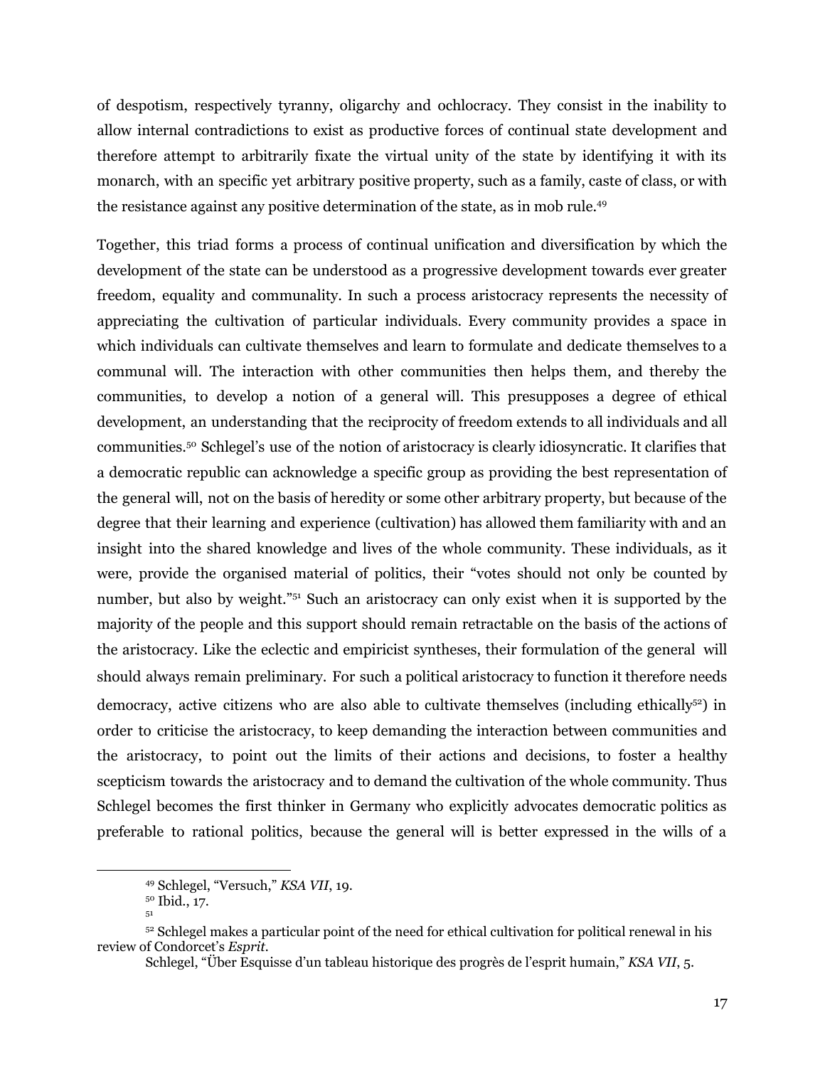of despotism, respectively tyranny, oligarchy and ochlocracy. They consist in the inability to allow internal contradictions to exist as productive forces of continual state development and therefore attempt to arbitrarily fixate the virtual unity of the state by identifying it with its monarch, with an specific yet arbitrary positive property, such as a family, caste of class, or with the resistance against any positive determination of the state, as in mob rule.[49]

Together, this triad forms a process of continual unification and diversification by which the development of the state can be understood as a progressive development towards ever greater freedom, equality and communality. In such a process aristocracy represents the necessity of appreciating the cultivation of particular individuals. Every community provides a space in which individuals can cultivate themselves and learn to formulate and dedicate themselves to a communal will. The interaction with other communities then helps them, and thereby the communities, to develop a notion of a general will. This presupposes a degree of ethical development, an understanding that the reciprocity of freedom extends to all individuals and all communities.[50] Schlegel's use of the notion of aristocracy is clearly idiosyncratic. It clarifies that a democratic republic can acknowledge a specific group as providing the best representation of the general will, not on the basis of heredity or some other arbitrary property, but because of the degree that their learning and experience (cultivation) has allowed them familiarity with and an insight into the shared knowledge and lives of the whole community. These individuals, as it were, provide the organised material of politics, their "votes should not only be counted by number, but also by weight."[51] Such an aristocracy can only exist when it is supported by the majority of the people and this support should remain retractable on the basis of the actions of the aristocracy. Like the eclectic and empiricist syntheses, their formulation of the general will should always remain preliminary. For such a political aristocracy to function it therefore needs democracy, active citizens who are also able to cultivate themselves (including ethically[52]) in order to criticise the aristocracy, to keep demanding the interaction between communities and the aristocracy, to point out the limits of their actions and decisions, to foster a healthy scepticism towards the aristocracy and to demand the cultivation of the whole community. Thus Schlegel becomes the first thinker in Germany who explicitly advocates democratic politics as preferable to rational politics, because the general will is better expressed in the wills of a

---

[49] Schlegel, "Versuch," *KSA VII*, 19.

[50] Ibid., 17.

[51]

[52] Schlegel makes a particular point of the need for ethical cultivation for political renewal in his review of Condorcet's *Esprit*.

Schlegel, "Über Esquisse d'un tableau historique des progrès de l'esprit humain," *KSA VII*, 5.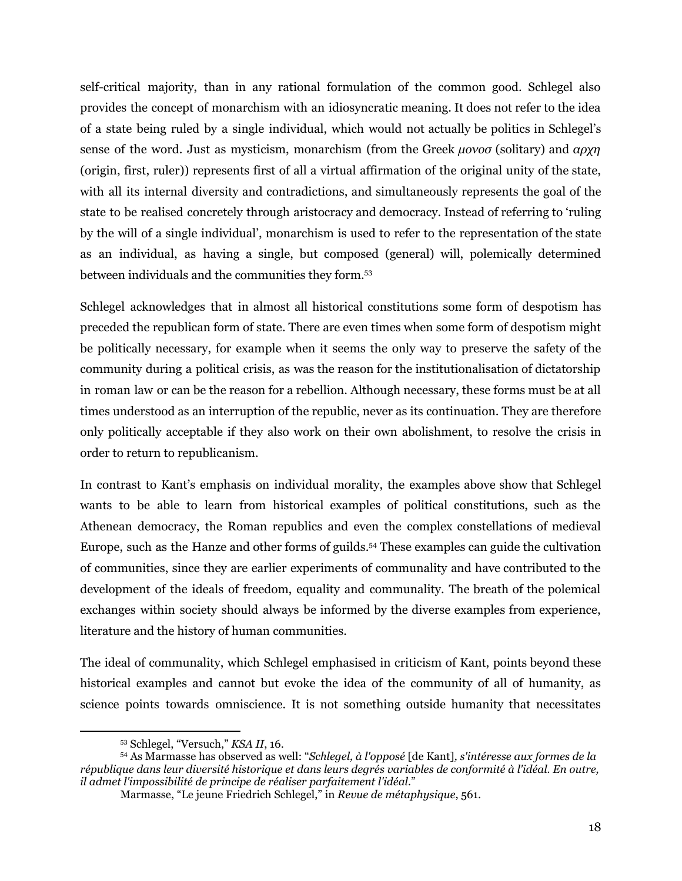self-critical majority, than in any rational formulation of the common good. Schlegel also provides the concept of monarchism with an idiosyncratic meaning. It does not refer to the idea of a state being ruled by a single individual, which would not actually be politics in Schlegel's sense of the word. Just as mysticism, monarchism (from the Greek *μονοσ* (solitary) and *αρχη* (origin, first, ruler)) represents first of all a virtual affirmation of the original unity of the state, with all its internal diversity and contradictions, and simultaneously represents the goal of the state to be realised concretely through aristocracy and democracy. Instead of referring to 'ruling by the will of a single individual', monarchism is used to refer to the representation of the state as an individual, as having a single, but composed (general) will, polemically determined between individuals and the communities they form.[53]

Schlegel acknowledges that in almost all historical constitutions some form of despotism has preceded the republican form of state. There are even times when some form of despotism might be politically necessary, for example when it seems the only way to preserve the safety of the community during a political crisis, as was the reason for the institutionalisation of dictatorship in roman law or can be the reason for a rebellion. Although necessary, these forms must be at all times understood as an interruption of the republic, never as its continuation. They are therefore only politically acceptable if they also work on their own abolishment, to resolve the crisis in order to return to republicanism.

In contrast to Kant's emphasis on individual morality, the examples above show that Schlegel wants to be able to learn from historical examples of political constitutions, such as the Athenean democracy, the Roman republics and even the complex constellations of medieval Europe, such as the Hanze and other forms of guilds.[54] These examples can guide the cultivation of communities, since they are earlier experiments of communality and have contributed to the development of the ideals of freedom, equality and communality. The breath of the polemical exchanges within society should always be informed by the diverse examples from experience, literature and the history of human communities.

The ideal of communality, which Schlegel emphasised in criticism of Kant, points beyond these historical examples and cannot but evoke the idea of the community of all of humanity, as science points towards omniscience. It is not something outside humanity that necessitates

---

[53] Schlegel, "Versuch," *KSA II*, 16.

[54] As Marmasse has observed as well: "*Schlegel, à l'opposé* [de Kant]*, s'intéresse aux formes de la république dans leur diversité historique et dans leurs degrés variables de conformité à l'idéal. En outre, il admet l'impossibilité de principe de réaliser parfaitement l'idéal.*"

Marmasse, "Le jeune Friedrich Schlegel," in *Revue de métaphysique*, 561.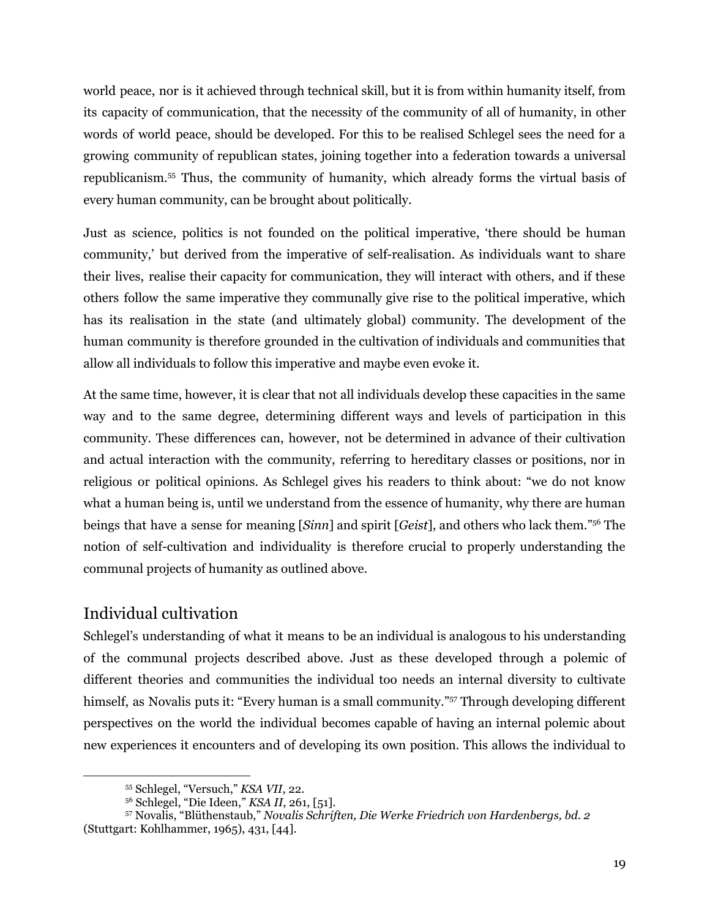world peace, nor is it achieved through technical skill, but it is from within humanity itself, from its capacity of communication, that the necessity of the community of all of humanity, in other words of world peace, should be developed. For this to be realised Schlegel sees the need for a growing community of republican states, joining together into a federation towards a universal republicanism.[55] Thus, the community of humanity, which already forms the virtual basis of every human community, can be brought about politically.

Just as science, politics is not founded on the political imperative, 'there should be human community,' but derived from the imperative of self-realisation. As individuals want to share their lives, realise their capacity for communication, they will interact with others, and if these others follow the same imperative they communally give rise to the political imperative, which has its realisation in the state (and ultimately global) community. The development of the human community is therefore grounded in the cultivation of individuals and communities that allow all individuals to follow this imperative and maybe even evoke it.

At the same time, however, it is clear that not all individuals develop these capacities in the same way and to the same degree, determining different ways and levels of participation in this community. These differences can, however, not be determined in advance of their cultivation and actual interaction with the community, referring to hereditary classes or positions, nor in religious or political opinions. As Schlegel gives his readers to think about: "we do not know what a human being is, until we understand from the essence of humanity, why there are human beings that have a sense for meaning [*Sinn*] and spirit [*Geist*], and others who lack them."[56] The notion of self-cultivation and individuality is therefore crucial to properly understanding the communal projects of humanity as outlined above.

## Individual cultivation

Schlegel's understanding of what it means to be an individual is analogous to his understanding of the communal projects described above. Just as these developed through a polemic of different theories and communities the individual too needs an internal diversity to cultivate himself, as Novalis puts it: "Every human is a small community."[57] Through developing different perspectives on the world the individual becomes capable of having an internal polemic about new experiences it encounters and of developing its own position. This allows the individual to

[55] Schlegel, "Versuch," *KSA VII*, 22.

[56] Schlegel, "Die Ideen," *KSA II*, 261, [51].

[57] Novalis, "Blüthenstaub," *Novalis Schriften, Die Werke Friedrich von Hardenbergs, bd. 2* (Stuttgart: Kohlhammer, 1965), 431, [44].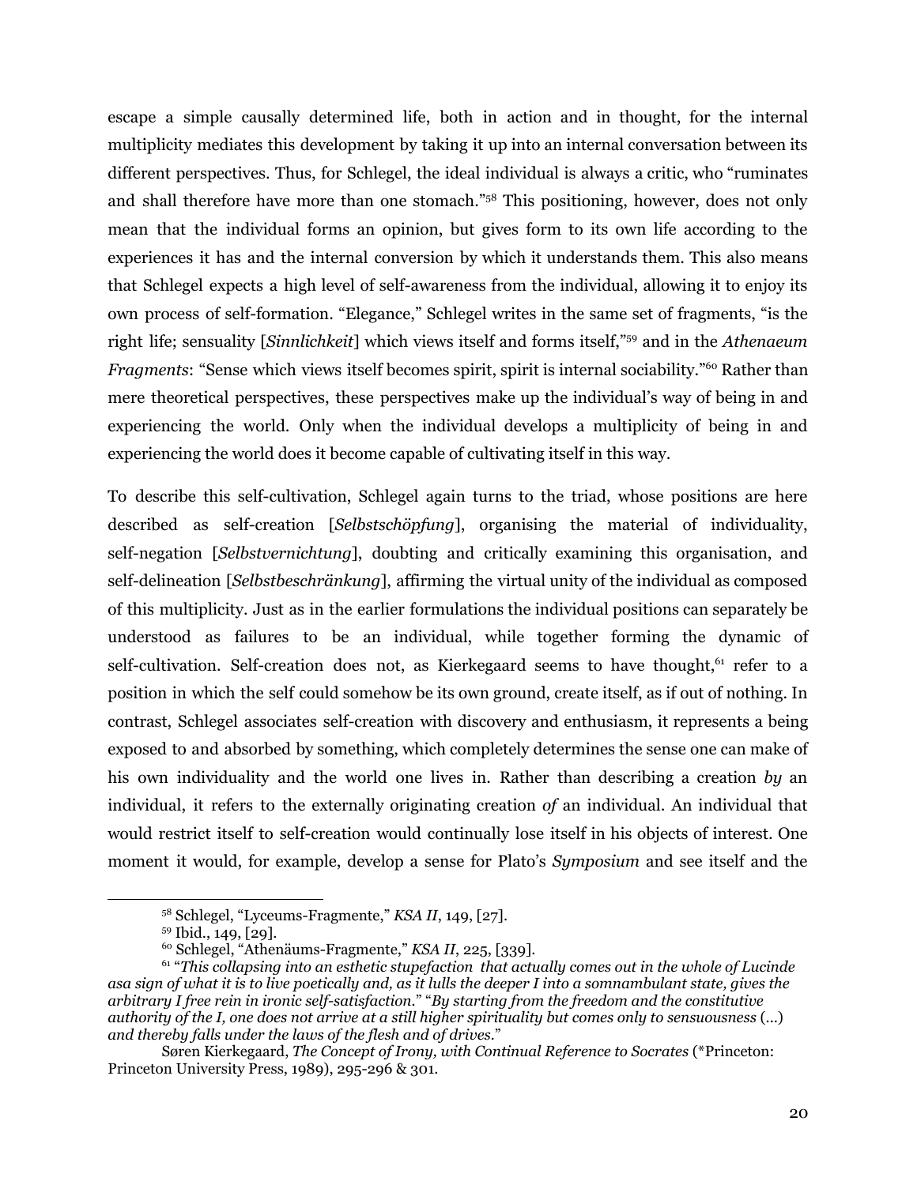escape a simple causally determined life, both in action and in thought, for the internal multiplicity mediates this development by taking it up into an internal conversation between its different perspectives. Thus, for Schlegel, the ideal individual is always a critic, who "ruminates and shall therefore have more than one stomach."[58] This positioning, however, does not only mean that the individual forms an opinion, but gives form to its own life according to the experiences it has and the internal conversion by which it understands them. This also means that Schlegel expects a high level of self-awareness from the individual, allowing it to enjoy its own process of self-formation. "Elegance," Schlegel writes in the same set of fragments, "is the right life; sensuality [*Sinnlichkeit*] which views itself and forms itself,"[59] and in the *Athenaeum Fragments*: "Sense which views itself becomes spirit, spirit is internal sociability."[60] Rather than mere theoretical perspectives, these perspectives make up the individual's way of being in and experiencing the world. Only when the individual develops a multiplicity of being in and experiencing the world does it become capable of cultivating itself in this way.

To describe this self-cultivation, Schlegel again turns to the triad, whose positions are here described as self-creation [*Selbstschöpfung*], organising the material of individuality, self-negation [*Selbstvernichtung*], doubting and critically examining this organisation, and self-delineation [*Selbstbeschränkung*], affirming the virtual unity of the individual as composed of this multiplicity. Just as in the earlier formulations the individual positions can separately be understood as failures to be an individual, while together forming the dynamic of self-cultivation. Self-creation does not, as Kierkegaard seems to have thought,[61] refer to a position in which the self could somehow be its own ground, create itself, as if out of nothing. In contrast, Schlegel associates self-creation with discovery and enthusiasm, it represents a being exposed to and absorbed by something, which completely determines the sense one can make of his own individuality and the world one lives in. Rather than describing a creation *by* an individual, it refers to the externally originating creation *of* an individual. An individual that would restrict itself to self-creation would continually lose itself in his objects of interest. One moment it would, for example, develop a sense for Plato's *Symposium* and see itself and the

---

[58] Schlegel, "Lyceums-Fragmente," *KSA II*, 149, [27].

[59] Ibid., 149, [29].

[60] Schlegel, "Athenäums-Fragmente," *KSA II*, 225, [339].

[61] "*This collapsing into an esthetic stupefaction that actually comes out in the whole of Lucinde asa sign of what it is to live poetically and, as it lulls the deeper I into a somnambulant state, gives the arbitrary I free rein in ironic self-satisfaction.*" "*By starting from the freedom and the constitutive authority of the I, one does not arrive at a still higher spirituality but comes only to sensuousness* (…) *and thereby falls under the laws of the flesh and of drives.*"

Søren Kierkegaard, *The Concept of Irony, with Continual Reference to Socrates* (*Princeton: Princeton University Press, 1989), 295-296 & 301.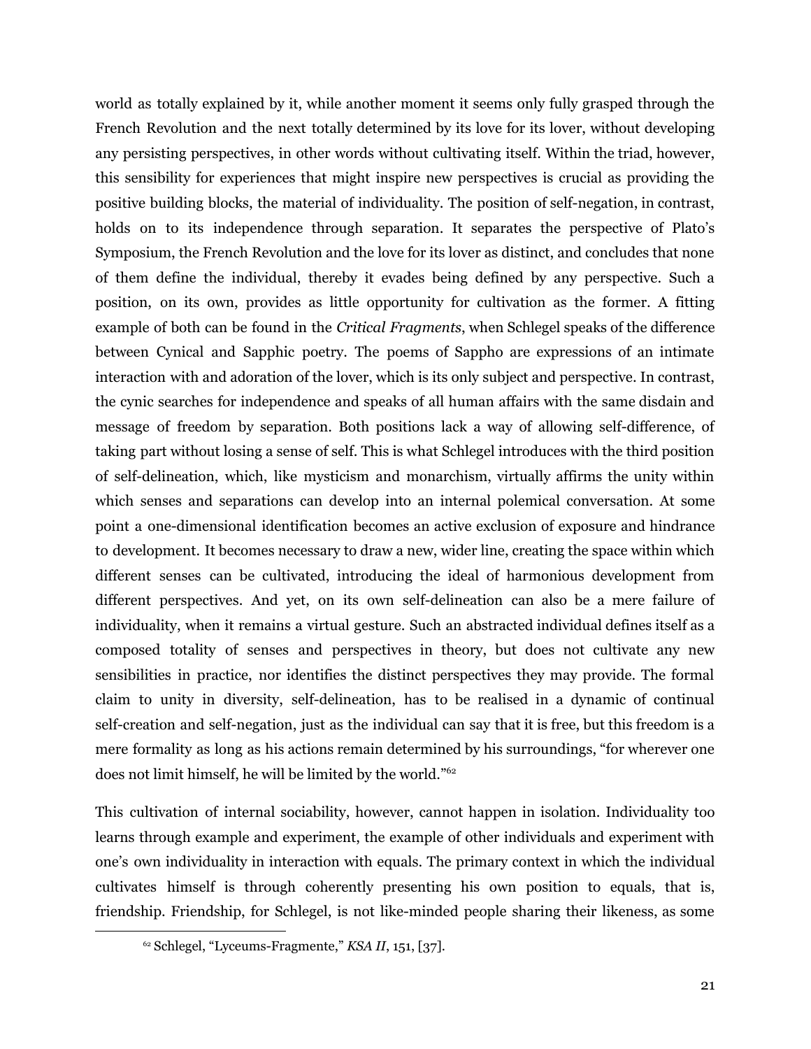world as totally explained by it, while another moment it seems only fully grasped through the French Revolution and the next totally determined by its love for its lover, without developing any persisting perspectives, in other words without cultivating itself. Within the triad, however, this sensibility for experiences that might inspire new perspectives is crucial as providing the positive building blocks, the material of individuality. The position of self-negation, in contrast, holds on to its independence through separation. It separates the perspective of Plato's Symposium, the French Revolution and the love for its lover as distinct, and concludes that none of them define the individual, thereby it evades being defined by any perspective. Such a position, on its own, provides as little opportunity for cultivation as the former. A fitting example of both can be found in the *Critical Fragments*, when Schlegel speaks of the difference between Cynical and Sapphic poetry. The poems of Sappho are expressions of an intimate interaction with and adoration of the lover, which is its only subject and perspective. In contrast, the cynic searches for independence and speaks of all human affairs with the same disdain and message of freedom by separation. Both positions lack a way of allowing self-difference, of taking part without losing a sense of self. This is what Schlegel introduces with the third position of self-delineation, which, like mysticism and monarchism, virtually affirms the unity within which senses and separations can develop into an internal polemical conversation. At some point a one-dimensional identification becomes an active exclusion of exposure and hindrance to development. It becomes necessary to draw a new, wider line, creating the space within which different senses can be cultivated, introducing the ideal of harmonious development from different perspectives. And yet, on its own self-delineation can also be a mere failure of individuality, when it remains a virtual gesture. Such an abstracted individual defines itself as a composed totality of senses and perspectives in theory, but does not cultivate any new sensibilities in practice, nor identifies the distinct perspectives they may provide. The formal claim to unity in diversity, self-delineation, has to be realised in a dynamic of continual self-creation and self-negation, just as the individual can say that it is free, but this freedom is a mere formality as long as his actions remain determined by his surroundings, "for wherever one does not limit himself, he will be limited by the world."[62]

This cultivation of internal sociability, however, cannot happen in isolation. Individuality too learns through example and experiment, the example of other individuals and experiment with one's own individuality in interaction with equals. The primary context in which the individual cultivates himself is through coherently presenting his own position to equals, that is, friendship. Friendship, for Schlegel, is not like-minded people sharing their likeness, as some

[62] Schlegel, "Lyceums-Fragmente," *KSA II*, 151, [37].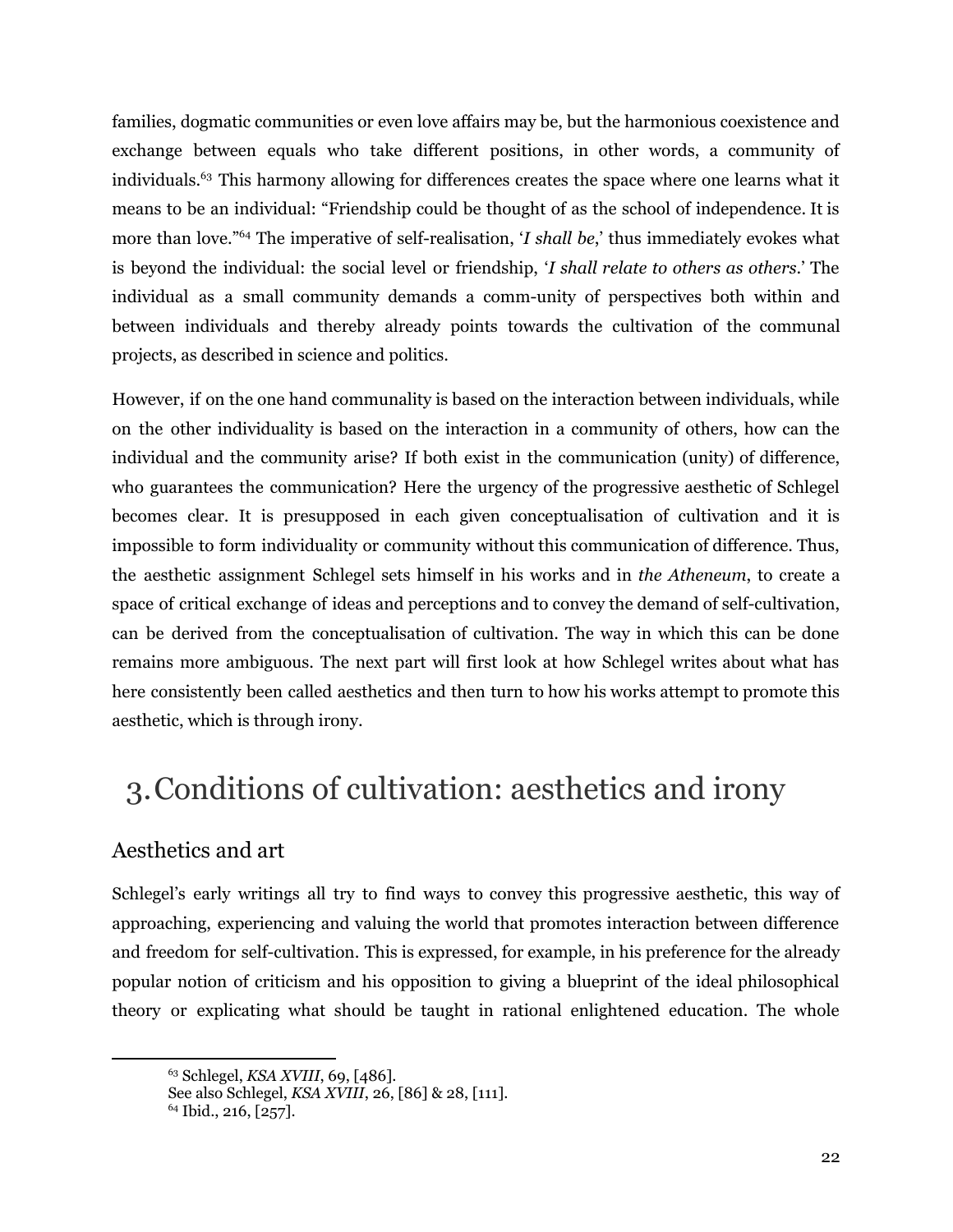families, dogmatic communities or even love affairs may be, but the harmonious coexistence and exchange between equals who take different positions, in other words, a community of individuals.[63] This harmony allowing for differences creates the space where one learns what it means to be an individual: "Friendship could be thought of as the school of independence. It is more than love."[64] The imperative of self-realisation, '*I shall be*,' thus immediately evokes what is beyond the individual: the social level or friendship, '*I shall relate to others as others*.' The individual as a small community demands a comm-unity of perspectives both within and between individuals and thereby already points towards the cultivation of the communal projects, as described in science and politics.

However, if on the one hand communality is based on the interaction between individuals, while on the other individuality is based on the interaction in a community of others, how can the individual and the community arise? If both exist in the communication (unity) of difference, who guarantees the communication? Here the urgency of the progressive aesthetic of Schlegel becomes clear. It is presupposed in each given conceptualisation of cultivation and it is impossible to form individuality or community without this communication of difference. Thus, the aesthetic assignment Schlegel sets himself in his works and in *the Atheneum*, to create a space of critical exchange of ideas and perceptions and to convey the demand of self-cultivation, can be derived from the conceptualisation of cultivation. The way in which this can be done remains more ambiguous. The next part will first look at how Schlegel writes about what has here consistently been called aesthetics and then turn to how his works attempt to promote this aesthetic, which is through irony.

# 3. Conditions of cultivation: aesthetics and irony

## Aesthetics and art

Schlegel's early writings all try to find ways to convey this progressive aesthetic, this way of approaching, experiencing and valuing the world that promotes interaction between difference and freedom for self-cultivation. This is expressed, for example, in his preference for the already popular notion of criticism and his opposition to giving a blueprint of the ideal philosophical theory or explicating what should be taught in rational enlightened education. The whole

---

[63] Schlegel, *KSA XVIII*, 69, [486].
See also Schlegel, *KSA XVIII*, 26, [86] & 28, [111].
[64] Ibid., 216, [257].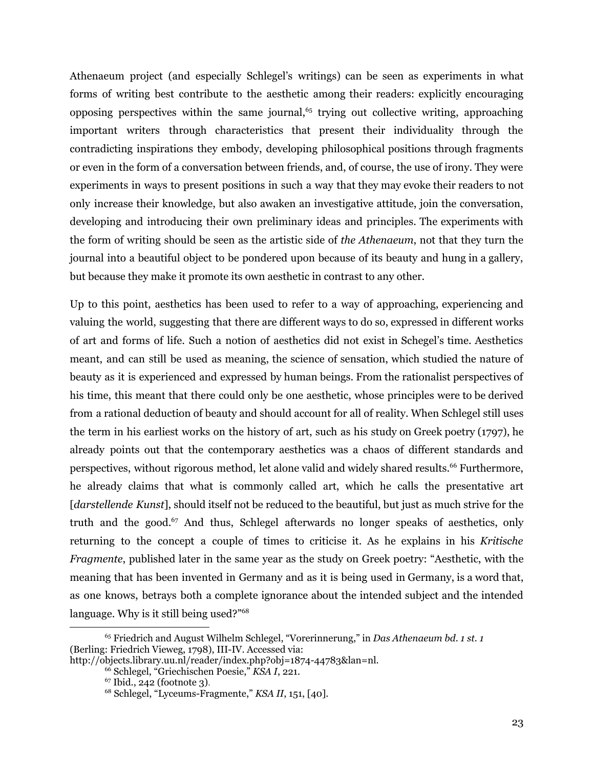Athenaeum project (and especially Schlegel's writings) can be seen as experiments in what forms of writing best contribute to the aesthetic among their readers: explicitly encouraging opposing perspectives within the same journal,[65] trying out collective writing, approaching important writers through characteristics that present their individuality through the contradicting inspirations they embody, developing philosophical positions through fragments or even in the form of a conversation between friends, and, of course, the use of irony. They were experiments in ways to present positions in such a way that they may evoke their readers to not only increase their knowledge, but also awaken an investigative attitude, join the conversation, developing and introducing their own preliminary ideas and principles. The experiments with the form of writing should be seen as the artistic side of *the Athenaeum*, not that they turn the journal into a beautiful object to be pondered upon because of its beauty and hung in a gallery, but because they make it promote its own aesthetic in contrast to any other.

Up to this point, aesthetics has been used to refer to a way of approaching, experiencing and valuing the world, suggesting that there are different ways to do so, expressed in different works of art and forms of life. Such a notion of aesthetics did not exist in Schegel's time. Aesthetics meant, and can still be used as meaning, the science of sensation, which studied the nature of beauty as it is experienced and expressed by human beings. From the rationalist perspectives of his time, this meant that there could only be one aesthetic, whose principles were to be derived from a rational deduction of beauty and should account for all of reality. When Schlegel still uses the term in his earliest works on the history of art, such as his study on Greek poetry (1797), he already points out that the contemporary aesthetics was a chaos of different standards and perspectives, without rigorous method, let alone valid and widely shared results.[66] Furthermore, he already claims that what is commonly called art, which he calls the presentative art [*darstellende Kunst*], should itself not be reduced to the beautiful, but just as much strive for the truth and the good.[67] And thus, Schlegel afterwards no longer speaks of aesthetics, only returning to the concept a couple of times to criticise it. As he explains in his *Kritische Fragmente*, published later in the same year as the study on Greek poetry: "Aesthetic, with the meaning that has been invented in Germany and as it is being used in Germany, is a word that, as one knows, betrays both a complete ignorance about the intended subject and the intended language. Why is it still being used?"[68]

---

[65] Friedrich and August Wilhelm Schlegel, "Vorerinnerung," in *Das Athenaeum bd. 1 st. 1* (Berling: Friedrich Vieweg, 1798), III-IV. Accessed via: http://objects.library.uu.nl/reader/index.php?obj=1874-44783&lan=nl.

[66] Schlegel, "Griechischen Poesie," *KSA I*, 221.

[67] Ibid., 242 (footnote 3).

[68] Schlegel, "Lyceums-Fragmente," *KSA II*, 151, [40].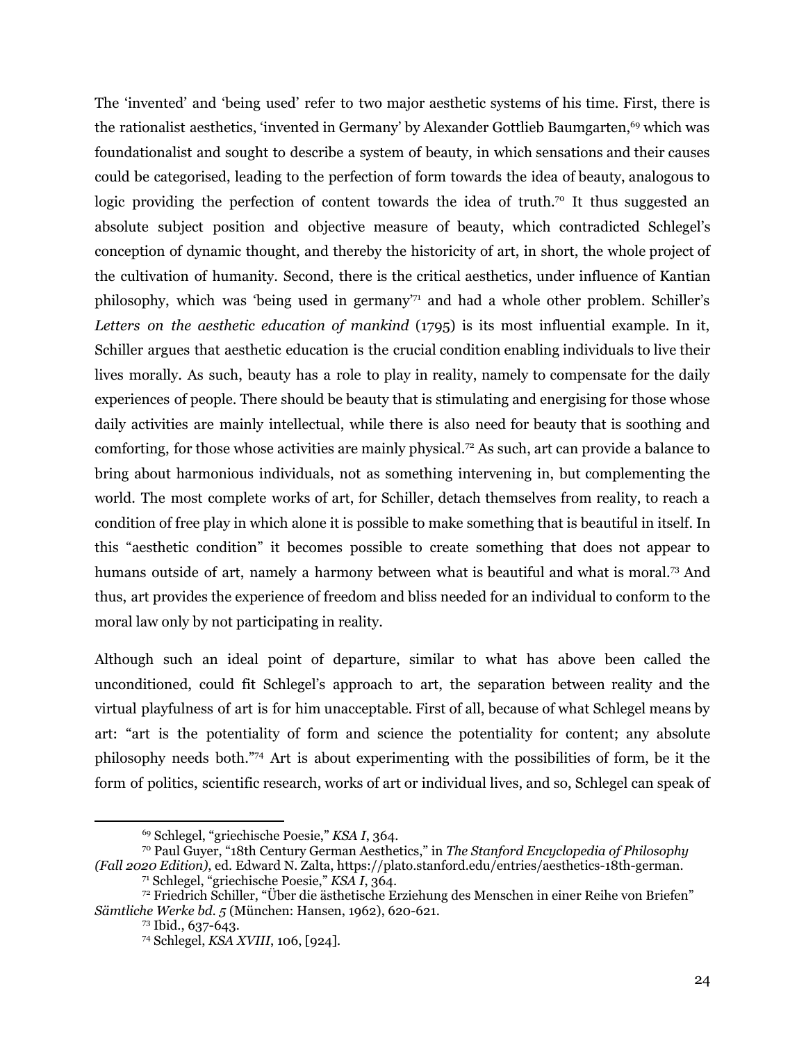The 'invented' and 'being used' refer to two major aesthetic systems of his time. First, there is the rationalist aesthetics, 'invented in Germany' by Alexander Gottlieb Baumgarten,[69] which was foundationalist and sought to describe a system of beauty, in which sensations and their causes could be categorised, leading to the perfection of form towards the idea of beauty, analogous to logic providing the perfection of content towards the idea of truth.[70] It thus suggested an absolute subject position and objective measure of beauty, which contradicted Schlegel's conception of dynamic thought, and thereby the historicity of art, in short, the whole project of the cultivation of humanity. Second, there is the critical aesthetics, under influence of Kantian philosophy, which was 'being used in germany'[71] and had a whole other problem. Schiller's *Letters on the aesthetic education of mankind* (1795) is its most influential example. In it, Schiller argues that aesthetic education is the crucial condition enabling individuals to live their lives morally. As such, beauty has a role to play in reality, namely to compensate for the daily experiences of people. There should be beauty that is stimulating and energising for those whose daily activities are mainly intellectual, while there is also need for beauty that is soothing and comforting, for those whose activities are mainly physical.[72] As such, art can provide a balance to bring about harmonious individuals, not as something intervening in, but complementing the world. The most complete works of art, for Schiller, detach themselves from reality, to reach a condition of free play in which alone it is possible to make something that is beautiful in itself. In this "aesthetic condition" it becomes possible to create something that does not appear to humans outside of art, namely a harmony between what is beautiful and what is moral.[73] And thus, art provides the experience of freedom and bliss needed for an individual to conform to the moral law only by not participating in reality.

Although such an ideal point of departure, similar to what has above been called the unconditioned, could fit Schlegel's approach to art, the separation between reality and the virtual playfulness of art is for him unacceptable. First of all, because of what Schlegel means by art: "art is the potentiality of form and science the potentiality for content; any absolute philosophy needs both."[74] Art is about experimenting with the possibilities of form, be it the form of politics, scientific research, works of art or individual lives, and so, Schlegel can speak of

---

[69] Schlegel, "griechische Poesie," *KSA I*, 364.

[70] Paul Guyer, "18th Century German Aesthetics," in *The Stanford Encyclopedia of Philosophy (Fall 2020 Edition)*, ed. Edward N. Zalta, https://plato.stanford.edu/entries/aesthetics-18th-german.

[71] Schlegel, "griechische Poesie," *KSA I*, 364.

[72] Friedrich Schiller, "Über die ästhetische Erziehung des Menschen in einer Reihe von Briefen" *Sämtliche Werke bd. 5* (München: Hansen, 1962), 620-621.

[73] Ibid., 637-643.

[74] Schlegel, *KSA XVIII*, 106, [924].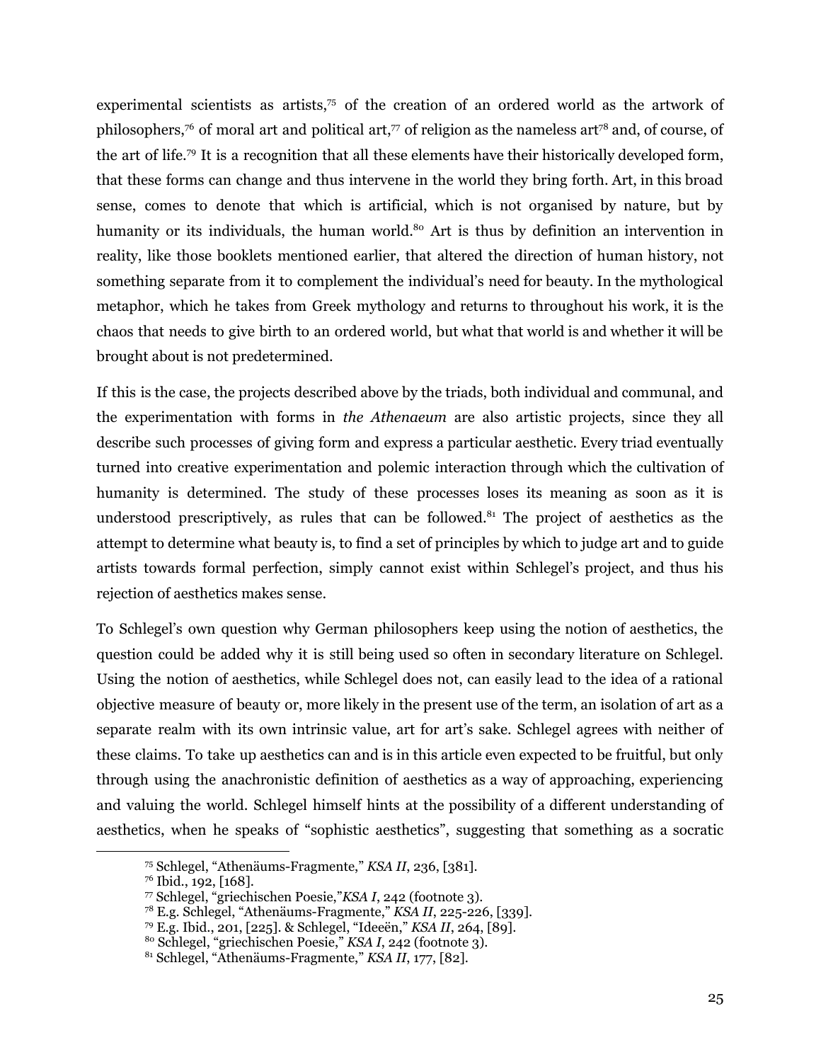experimental scientists as artists,[75] of the creation of an ordered world as the artwork of philosophers,[76] of moral art and political art,[77] of religion as the nameless art[78] and, of course, of the art of life.[79] It is a recognition that all these elements have their historically developed form, that these forms can change and thus intervene in the world they bring forth. Art, in this broad sense, comes to denote that which is artificial, which is not organised by nature, but by humanity or its individuals, the human world.[80] Art is thus by definition an intervention in reality, like those booklets mentioned earlier, that altered the direction of human history, not something separate from it to complement the individual's need for beauty. In the mythological metaphor, which he takes from Greek mythology and returns to throughout his work, it is the chaos that needs to give birth to an ordered world, but what that world is and whether it will be brought about is not predetermined.

If this is the case, the projects described above by the triads, both individual and communal, and the experimentation with forms in *the Athenaeum* are also artistic projects, since they all describe such processes of giving form and express a particular aesthetic. Every triad eventually turned into creative experimentation and polemic interaction through which the cultivation of humanity is determined. The study of these processes loses its meaning as soon as it is understood prescriptively, as rules that can be followed.[81] The project of aesthetics as the attempt to determine what beauty is, to find a set of principles by which to judge art and to guide artists towards formal perfection, simply cannot exist within Schlegel's project, and thus his rejection of aesthetics makes sense.

To Schlegel's own question why German philosophers keep using the notion of aesthetics, the question could be added why it is still being used so often in secondary literature on Schlegel. Using the notion of aesthetics, while Schlegel does not, can easily lead to the idea of a rational objective measure of beauty or, more likely in the present use of the term, an isolation of art as a separate realm with its own intrinsic value, art for art's sake. Schlegel agrees with neither of these claims. To take up aesthetics can and is in this article even expected to be fruitful, but only through using the anachronistic definition of aesthetics as a way of approaching, experiencing and valuing the world. Schlegel himself hints at the possibility of a different understanding of aesthetics, when he speaks of "sophistic aesthetics", suggesting that something as a socratic

---

[75] Schlegel, "Athenäums-Fragmente," *KSA II*, 236, [381].

[76] Ibid., 192, [168].

[77] Schlegel, "griechischen Poesie,"*KSA I*, 242 (footnote 3).

[78] E.g. Schlegel, "Athenäums-Fragmente," *KSA II*, 225-226, [339].

[79] E.g. Ibid., 201, [225]. & Schlegel, "Ideeën," *KSA II*, 264, [89].

[80] Schlegel, "griechischen Poesie," *KSA I*, 242 (footnote 3).

[81] Schlegel, "Athenäums-Fragmente," *KSA II*, 177, [82].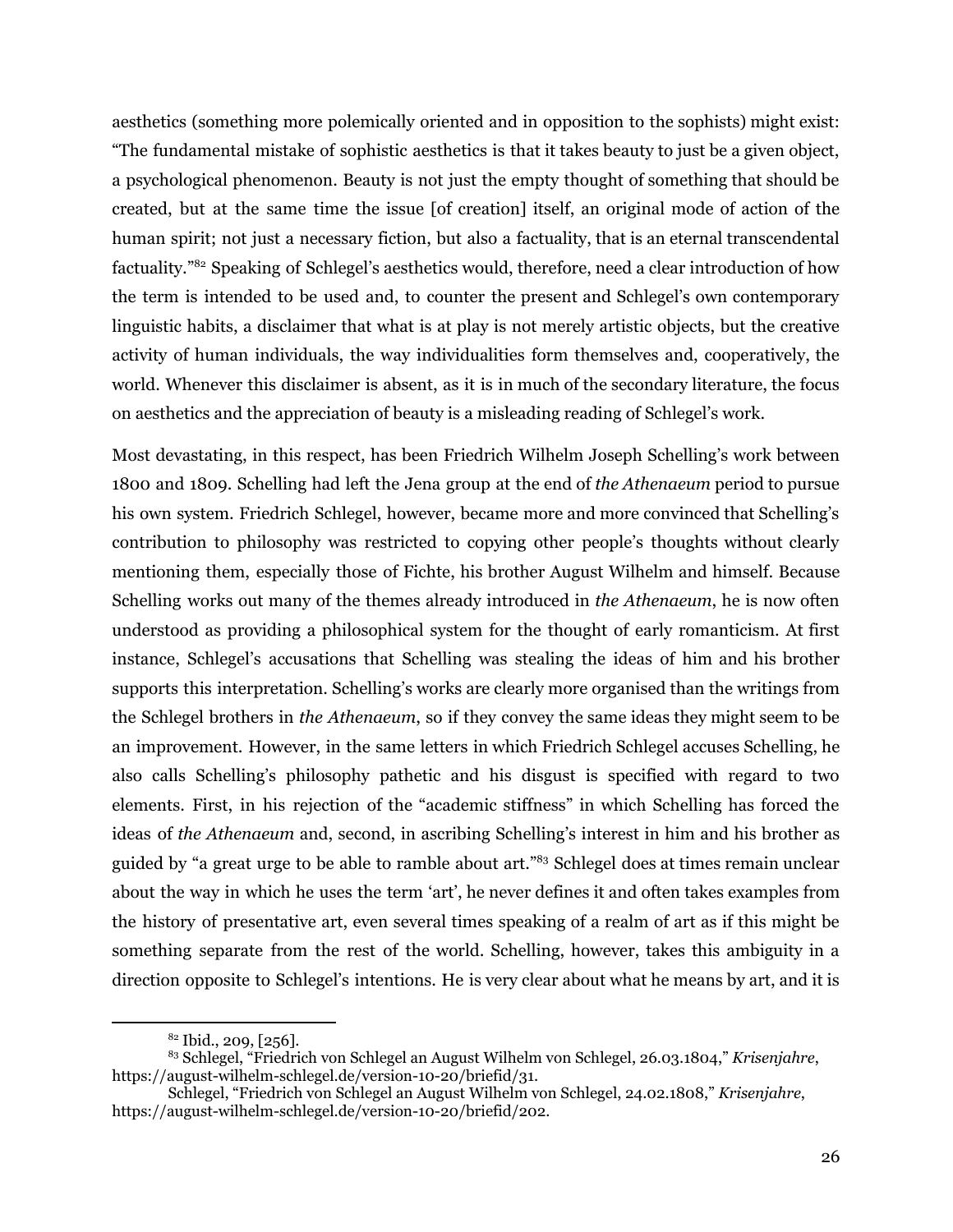aesthetics (something more polemically oriented and in opposition to the sophists) might exist: "The fundamental mistake of sophistic aesthetics is that it takes beauty to just be a given object, a psychological phenomenon. Beauty is not just the empty thought of something that should be created, but at the same time the issue [of creation] itself, an original mode of action of the human spirit; not just a necessary fiction, but also a factuality, that is an eternal transcendental factuality."[82] Speaking of Schlegel's aesthetics would, therefore, need a clear introduction of how the term is intended to be used and, to counter the present and Schlegel's own contemporary linguistic habits, a disclaimer that what is at play is not merely artistic objects, but the creative activity of human individuals, the way individualities form themselves and, cooperatively, the world. Whenever this disclaimer is absent, as it is in much of the secondary literature, the focus on aesthetics and the appreciation of beauty is a misleading reading of Schlegel's work.

Most devastating, in this respect, has been Friedrich Wilhelm Joseph Schelling's work between 1800 and 1809. Schelling had left the Jena group at the end of *the Athenaeum* period to pursue his own system. Friedrich Schlegel, however, became more and more convinced that Schelling's contribution to philosophy was restricted to copying other people's thoughts without clearly mentioning them, especially those of Fichte, his brother August Wilhelm and himself. Because Schelling works out many of the themes already introduced in *the Athenaeum*, he is now often understood as providing a philosophical system for the thought of early romanticism. At first instance, Schlegel's accusations that Schelling was stealing the ideas of him and his brother supports this interpretation. Schelling's works are clearly more organised than the writings from the Schlegel brothers in *the Athenaeum*, so if they convey the same ideas they might seem to be an improvement. However, in the same letters in which Friedrich Schlegel accuses Schelling, he also calls Schelling's philosophy pathetic and his disgust is specified with regard to two elements. First, in his rejection of the "academic stiffness" in which Schelling has forced the ideas of *the Athenaeum* and, second, in ascribing Schelling's interest in him and his brother as guided by "a great urge to be able to ramble about art."[83] Schlegel does at times remain unclear about the way in which he uses the term 'art', he never defines it and often takes examples from the history of presentative art, even several times speaking of a realm of art as if this might be something separate from the rest of the world. Schelling, however, takes this ambiguity in a direction opposite to Schlegel's intentions. He is very clear about what he means by art, and it is

---

[82] Ibid., 209, [256].

[83] Schlegel, "Friedrich von Schlegel an August Wilhelm von Schlegel, 26.03.1804," *Krisenjahre*, https://august-wilhelm-schlegel.de/version-10-20/briefid/31.

Schlegel, "Friedrich von Schlegel an August Wilhelm von Schlegel, 24.02.1808," *Krisenjahre*, https://august-wilhelm-schlegel.de/version-10-20/briefid/202.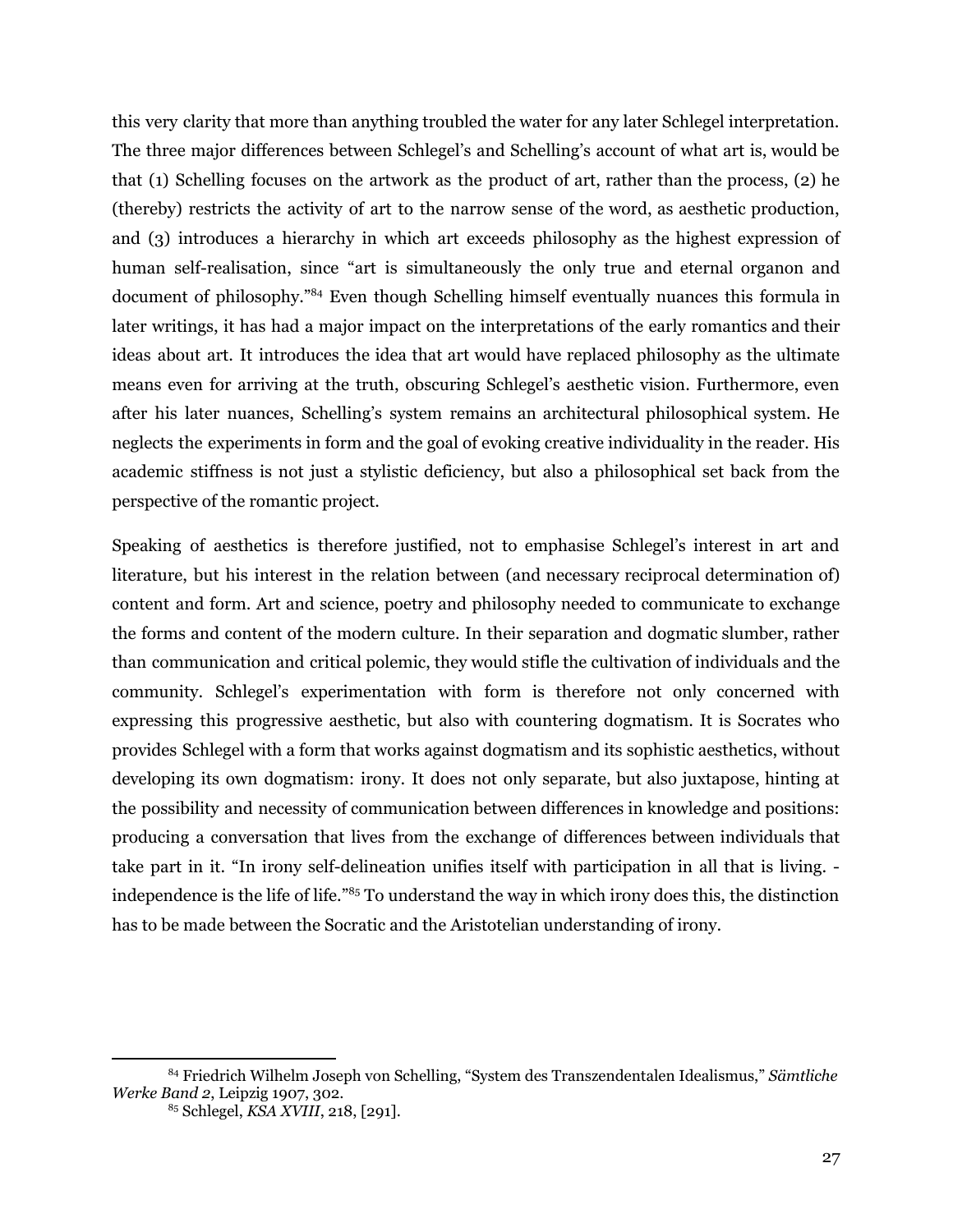this very clarity that more than anything troubled the water for any later Schlegel interpretation. The three major differences between Schlegel's and Schelling's account of what art is, would be that (1) Schelling focuses on the artwork as the product of art, rather than the process, (2) he (thereby) restricts the activity of art to the narrow sense of the word, as aesthetic production, and (3) introduces a hierarchy in which art exceeds philosophy as the highest expression of human self-realisation, since "art is simultaneously the only true and eternal organon and document of philosophy."[84] Even though Schelling himself eventually nuances this formula in later writings, it has had a major impact on the interpretations of the early romantics and their ideas about art. It introduces the idea that art would have replaced philosophy as the ultimate means even for arriving at the truth, obscuring Schlegel's aesthetic vision. Furthermore, even after his later nuances, Schelling's system remains an architectural philosophical system. He neglects the experiments in form and the goal of evoking creative individuality in the reader. His academic stiffness is not just a stylistic deficiency, but also a philosophical set back from the perspective of the romantic project.

Speaking of aesthetics is therefore justified, not to emphasise Schlegel's interest in art and literature, but his interest in the relation between (and necessary reciprocal determination of) content and form. Art and science, poetry and philosophy needed to communicate to exchange the forms and content of the modern culture. In their separation and dogmatic slumber, rather than communication and critical polemic, they would stifle the cultivation of individuals and the community. Schlegel's experimentation with form is therefore not only concerned with expressing this progressive aesthetic, but also with countering dogmatism. It is Socrates who provides Schlegel with a form that works against dogmatism and its sophistic aesthetics, without developing its own dogmatism: irony. It does not only separate, but also juxtapose, hinting at the possibility and necessity of communication between differences in knowledge and positions: producing a conversation that lives from the exchange of differences between individuals that take part in it. "In irony self-delineation unifies itself with participation in all that is living. - independence is the life of life."[85] To understand the way in which irony does this, the distinction has to be made between the Socratic and the Aristotelian understanding of irony.

---

[84] Friedrich Wilhelm Joseph von Schelling, "System des Transzendentalen Idealismus," *Sämtliche Werke Band 2*, Leipzig 1907, 302.

[85] Schlegel, *KSA XVIII*, 218, [291].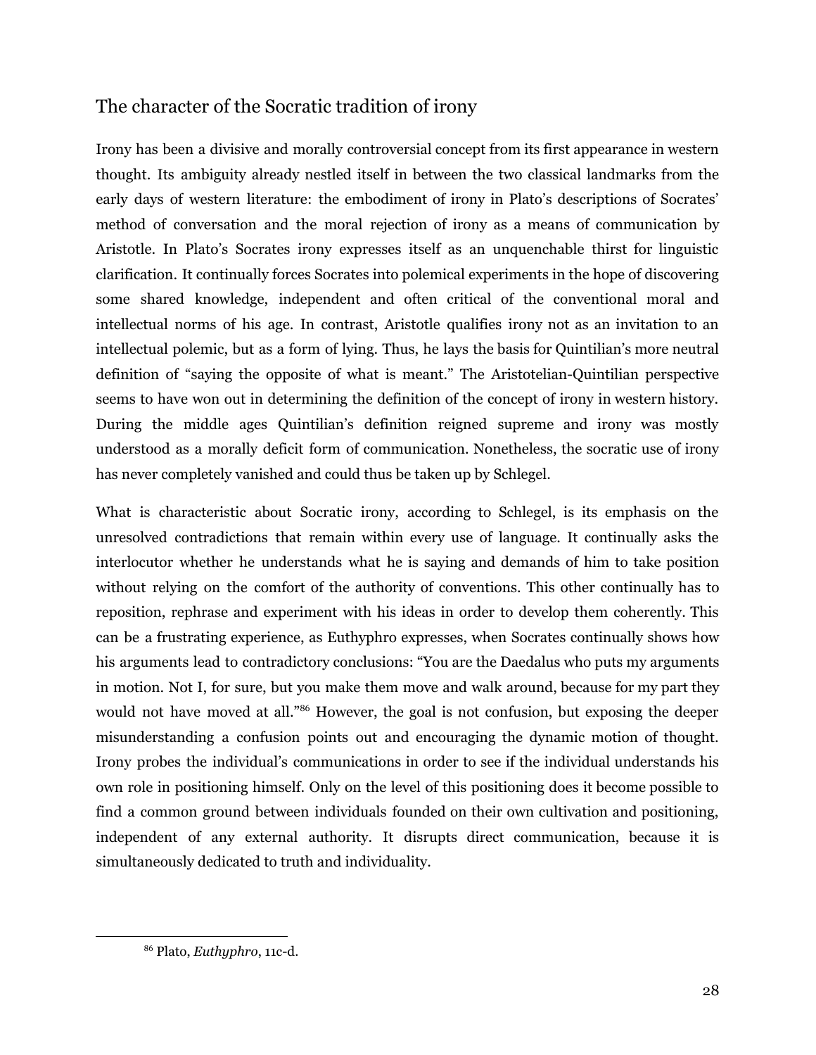## The character of the Socratic tradition of irony

Irony has been a divisive and morally controversial concept from its first appearance in western thought. Its ambiguity already nestled itself in between the two classical landmarks from the early days of western literature: the embodiment of irony in Plato's descriptions of Socrates' method of conversation and the moral rejection of irony as a means of communication by Aristotle. In Plato's Socrates irony expresses itself as an unquenchable thirst for linguistic clarification. It continually forces Socrates into polemical experiments in the hope of discovering some shared knowledge, independent and often critical of the conventional moral and intellectual norms of his age. In contrast, Aristotle qualifies irony not as an invitation to an intellectual polemic, but as a form of lying. Thus, he lays the basis for Quintilian's more neutral definition of "saying the opposite of what is meant." The Aristotelian-Quintilian perspective seems to have won out in determining the definition of the concept of irony in western history. During the middle ages Quintilian's definition reigned supreme and irony was mostly understood as a morally deficit form of communication. Nonetheless, the socratic use of irony has never completely vanished and could thus be taken up by Schlegel.

What is characteristic about Socratic irony, according to Schlegel, is its emphasis on the unresolved contradictions that remain within every use of language. It continually asks the interlocutor whether he understands what he is saying and demands of him to take position without relying on the comfort of the authority of conventions. This other continually has to reposition, rephrase and experiment with his ideas in order to develop them coherently. This can be a frustrating experience, as Euthyphro expresses, when Socrates continually shows how his arguments lead to contradictory conclusions: "You are the Daedalus who puts my arguments in motion. Not I, for sure, but you make them move and walk around, because for my part they would not have moved at all."[86] However, the goal is not confusion, but exposing the deeper misunderstanding a confusion points out and encouraging the dynamic motion of thought. Irony probes the individual's communications in order to see if the individual understands his own role in positioning himself. Only on the level of this positioning does it become possible to find a common ground between individuals founded on their own cultivation and positioning, independent of any external authority. It disrupts direct communication, because it is simultaneously dedicated to truth and individuality.

---

[86] Plato, *Euthyphro*, 11c-d.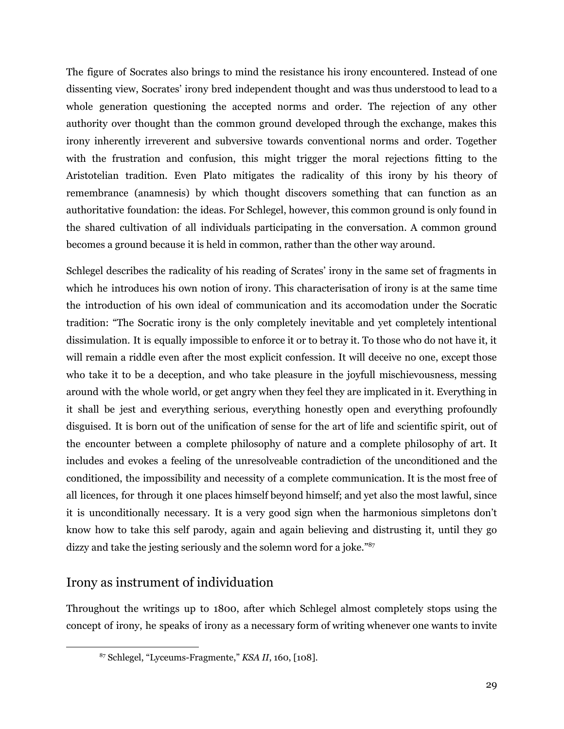The figure of Socrates also brings to mind the resistance his irony encountered. Instead of one dissenting view, Socrates' irony bred independent thought and was thus understood to lead to a whole generation questioning the accepted norms and order. The rejection of any other authority over thought than the common ground developed through the exchange, makes this irony inherently irreverent and subversive towards conventional norms and order. Together with the frustration and confusion, this might trigger the moral rejections fitting to the Aristotelian tradition. Even Plato mitigates the radicality of this irony by his theory of remembrance (anamnesis) by which thought discovers something that can function as an authoritative foundation: the ideas. For Schlegel, however, this common ground is only found in the shared cultivation of all individuals participating in the conversation. A common ground becomes a ground because it is held in common, rather than the other way around.

Schlegel describes the radicality of his reading of Scrates' irony in the same set of fragments in which he introduces his own notion of irony. This characterisation of irony is at the same time the introduction of his own ideal of communication and its accomodation under the Socratic tradition: "The Socratic irony is the only completely inevitable and yet completely intentional dissimulation. It is equally impossible to enforce it or to betray it. To those who do not have it, it will remain a riddle even after the most explicit confession. It will deceive no one, except those who take it to be a deception, and who take pleasure in the joyfull mischievousness, messing around with the whole world, or get angry when they feel they are implicated in it. Everything in it shall be jest and everything serious, everything honestly open and everything profoundly disguised. It is born out of the unification of sense for the art of life and scientific spirit, out of the encounter between a complete philosophy of nature and a complete philosophy of art. It includes and evokes a feeling of the unresolveable contradiction of the unconditioned and the conditioned, the impossibility and necessity of a complete communication. It is the most free of all licences, for through it one places himself beyond himself; and yet also the most lawful, since it is unconditionally necessary. It is a very good sign when the harmonious simpletons don't know how to take this self parody, again and again believing and distrusting it, until they go dizzy and take the jesting seriously and the solemn word for a joke."[87]

## Irony as instrument of individuation

Throughout the writings up to 1800, after which Schlegel almost completely stops using the concept of irony, he speaks of irony as a necessary form of writing whenever one wants to invite

[87] Schlegel, "Lyceums-Fragmente," *KSA II*, 160, [108].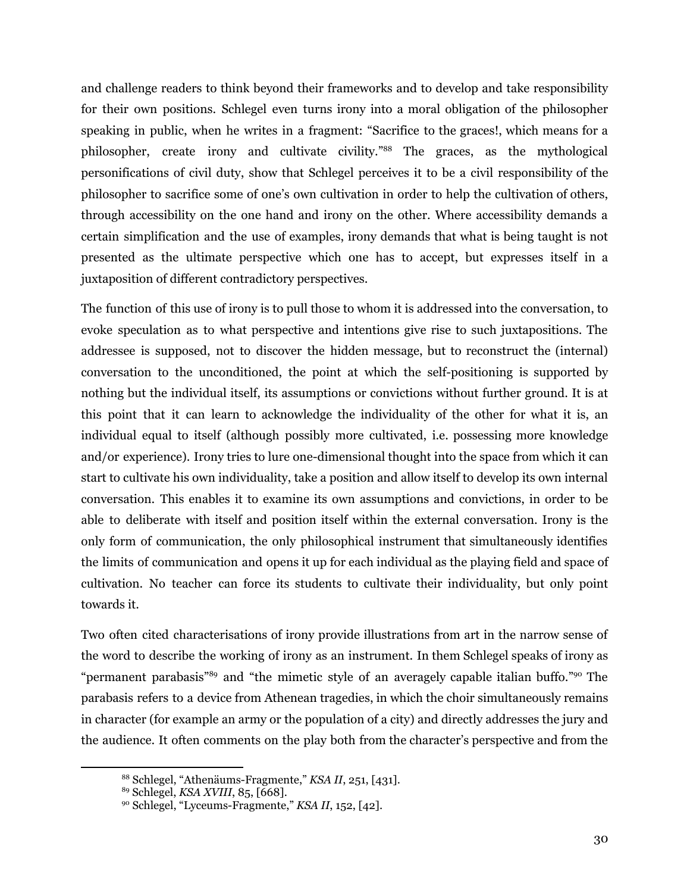and challenge readers to think beyond their frameworks and to develop and take responsibility for their own positions. Schlegel even turns irony into a moral obligation of the philosopher speaking in public, when he writes in a fragment: “Sacrifice to the graces!, which means for a philosopher, create irony and cultivate civility.”[88] The graces, as the mythological personifications of civil duty, show that Schlegel perceives it to be a civil responsibility of the philosopher to sacrifice some of one’s own cultivation in order to help the cultivation of others, through accessibility on the one hand and irony on the other. Where accessibility demands a certain simplification and the use of examples, irony demands that what is being taught is not presented as the ultimate perspective which one has to accept, but expresses itself in a juxtaposition of different contradictory perspectives.

The function of this use of irony is to pull those to whom it is addressed into the conversation, to evoke speculation as to what perspective and intentions give rise to such juxtapositions. The addressee is supposed, not to discover the hidden message, but to reconstruct the (internal) conversation to the unconditioned, the point at which the self-positioning is supported by nothing but the individual itself, its assumptions or convictions without further ground. It is at this point that it can learn to acknowledge the individuality of the other for what it is, an individual equal to itself (although possibly more cultivated, i.e. possessing more knowledge and/or experience). Irony tries to lure one-dimensional thought into the space from which it can start to cultivate his own individuality, take a position and allow itself to develop its own internal conversation. This enables it to examine its own assumptions and convictions, in order to be able to deliberate with itself and position itself within the external conversation. Irony is the only form of communication, the only philosophical instrument that simultaneously identifies the limits of communication and opens it up for each individual as the playing field and space of cultivation. No teacher can force its students to cultivate their individuality, but only point towards it.

Two often cited characterisations of irony provide illustrations from art in the narrow sense of the word to describe the working of irony as an instrument. In them Schlegel speaks of irony as “permanent parabasis”[89] and “the mimetic style of an averagely capable italian buffo.”[90] The parabasis refers to a device from Athenean tragedies, in which the choir simultaneously remains in character (for example an army or the population of a city) and directly addresses the jury and the audience. It often comments on the play both from the character’s perspective and from the

[88] Schlegel, “Athenäums-Fragmente,” *KSA II*, 251, [431].

[89] Schlegel, *KSA XVIII*, 85, [668].

[90] Schlegel, “Lyceums-Fragmente,” *KSA II*, 152, [42].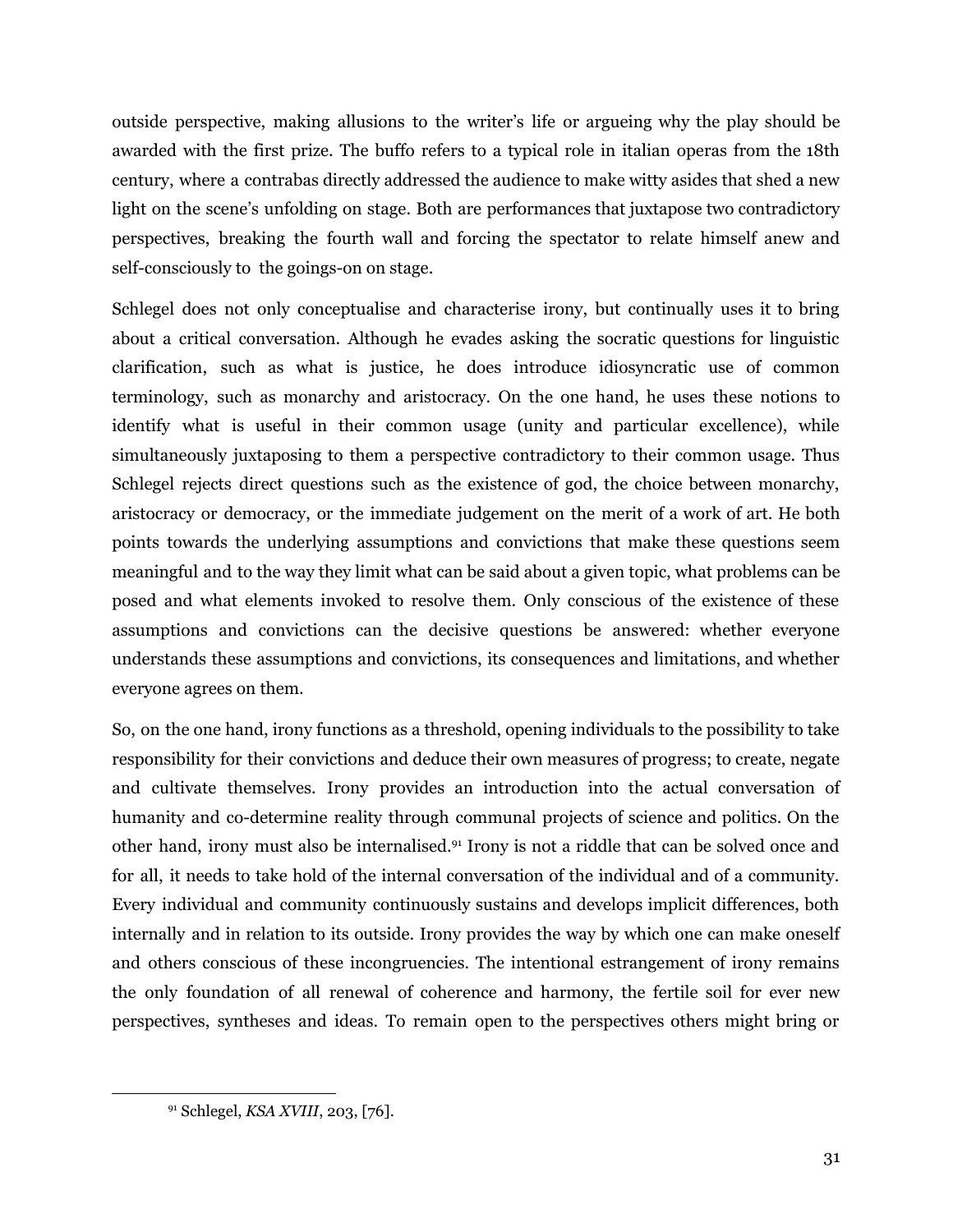outside perspective, making allusions to the writer's life or argueing why the play should be awarded with the first prize. The buffo refers to a typical role in italian operas from the 18th century, where a contrabas directly addressed the audience to make witty asides that shed a new light on the scene's unfolding on stage. Both are performances that juxtapose two contradictory perspectives, breaking the fourth wall and forcing the spectator to relate himself anew and self-consciously to the goings-on on stage.

Schlegel does not only conceptualise and characterise irony, but continually uses it to bring about a critical conversation. Although he evades asking the socratic questions for linguistic clarification, such as what is justice, he does introduce idiosyncratic use of common terminology, such as monarchy and aristocracy. On the one hand, he uses these notions to identify what is useful in their common usage (unity and particular excellence), while simultaneously juxtaposing to them a perspective contradictory to their common usage. Thus Schlegel rejects direct questions such as the existence of god, the choice between monarchy, aristocracy or democracy, or the immediate judgement on the merit of a work of art. He both points towards the underlying assumptions and convictions that make these questions seem meaningful and to the way they limit what can be said about a given topic, what problems can be posed and what elements invoked to resolve them. Only conscious of the existence of these assumptions and convictions can the decisive questions be answered: whether everyone understands these assumptions and convictions, its consequences and limitations, and whether everyone agrees on them.

So, on the one hand, irony functions as a threshold, opening individuals to the possibility to take responsibility for their convictions and deduce their own measures of progress; to create, negate and cultivate themselves. Irony provides an introduction into the actual conversation of humanity and co-determine reality through communal projects of science and politics. On the other hand, irony must also be internalised.[91] Irony is not a riddle that can be solved once and for all, it needs to take hold of the internal conversation of the individual and of a community. Every individual and community continuously sustains and develops implicit differences, both internally and in relation to its outside. Irony provides the way by which one can make oneself and others conscious of these incongruencies. The intentional estrangement of irony remains the only foundation of all renewal of coherence and harmony, the fertile soil for ever new perspectives, syntheses and ideas. To remain open to the perspectives others might bring or

[91] Schlegel, *KSA XVIII*, 203, [76].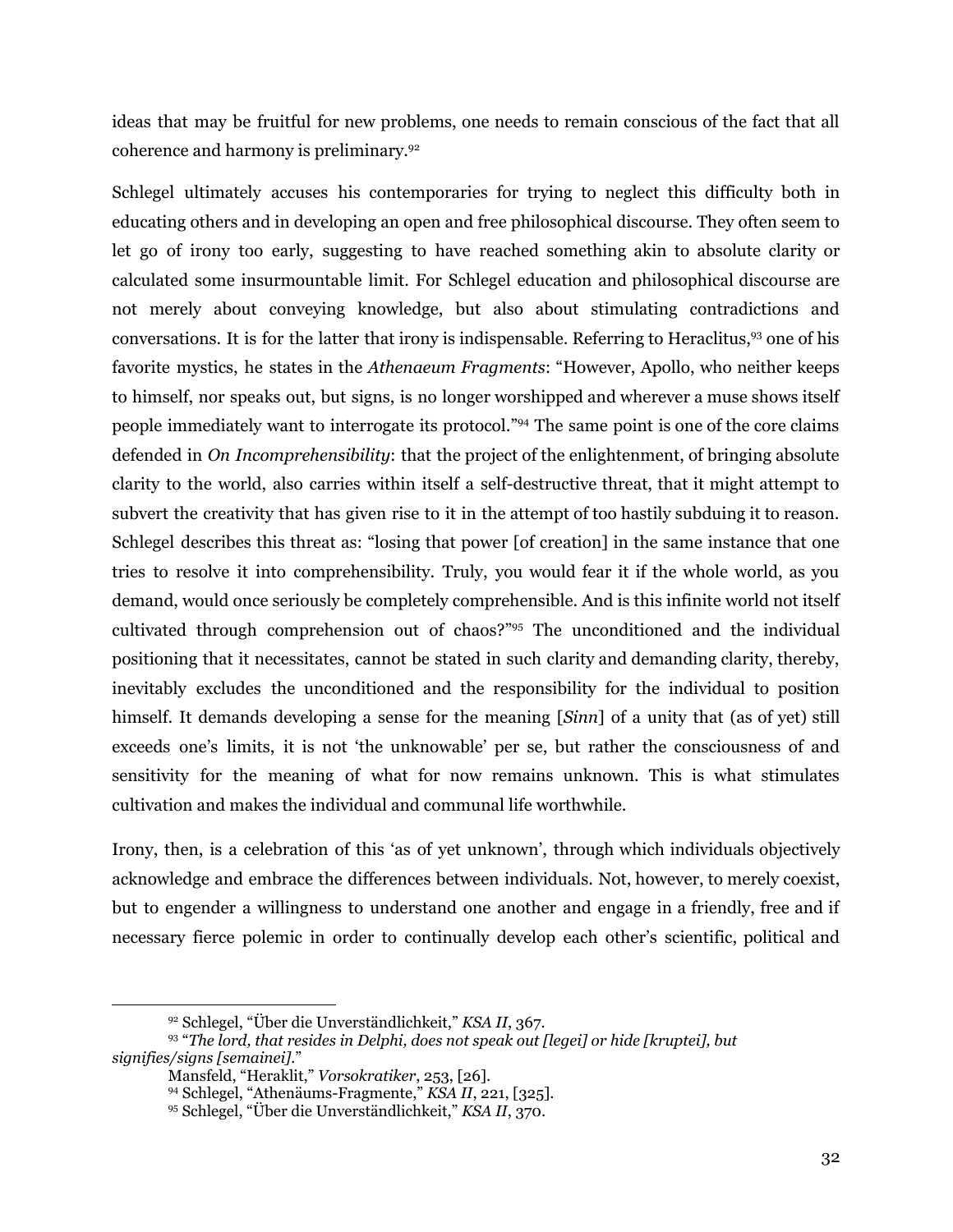ideas that may be fruitful for new problems, one needs to remain conscious of the fact that all coherence and harmony is preliminary.[92]

Schlegel ultimately accuses his contemporaries for trying to neglect this difficulty both in educating others and in developing an open and free philosophical discourse. They often seem to let go of irony too early, suggesting to have reached something akin to absolute clarity or calculated some insurmountable limit. For Schlegel education and philosophical discourse are not merely about conveying knowledge, but also about stimulating contradictions and conversations. It is for the latter that irony is indispensable. Referring to Heraclitus,[93] one of his favorite mystics, he states in the *Athenaeum Fragments*: "However, Apollo, who neither keeps to himself, nor speaks out, but signs, is no longer worshipped and wherever a muse shows itself people immediately want to interrogate its protocol."[94] The same point is one of the core claims defended in *On Incomprehensibility*: that the project of the enlightenment, of bringing absolute clarity to the world, also carries within itself a self-destructive threat, that it might attempt to subvert the creativity that has given rise to it in the attempt of too hastily subduing it to reason. Schlegel describes this threat as: "losing that power [of creation] in the same instance that one tries to resolve it into comprehensibility. Truly, you would fear it if the whole world, as you demand, would once seriously be completely comprehensible. And is this infinite world not itself cultivated through comprehension out of chaos?"[95] The unconditioned and the individual positioning that it necessitates, cannot be stated in such clarity and demanding clarity, thereby, inevitably excludes the unconditioned and the responsibility for the individual to position himself. It demands developing a sense for the meaning [*Sinn*] of a unity that (as of yet) still exceeds one's limits, it is not 'the unknowable' per se, but rather the consciousness of and sensitivity for the meaning of what for now remains unknown. This is what stimulates cultivation and makes the individual and communal life worthwhile.

Irony, then, is a celebration of this 'as of yet unknown', through which individuals objectively acknowledge and embrace the differences between individuals. Not, however, to merely coexist, but to engender a willingness to understand one another and engage in a friendly, free and if necessary fierce polemic in order to continually develop each other's scientific, political and

---

[92] Schlegel, "Über die Unverständlichkeit," *KSA II*, 367.

[93] "*The lord, that resides in Delphi, does not speak out [legei] or hide [kruptei], but signifies/signs [semainei].*"
Mansfeld, "Heraklit," *Vorsokratiker*, 253, [26].

[94] Schlegel, "Athenäums-Fragmente," *KSA II*, 221, [325].

[95] Schlegel, "Über die Unverständlichkeit," *KSA II*, 370.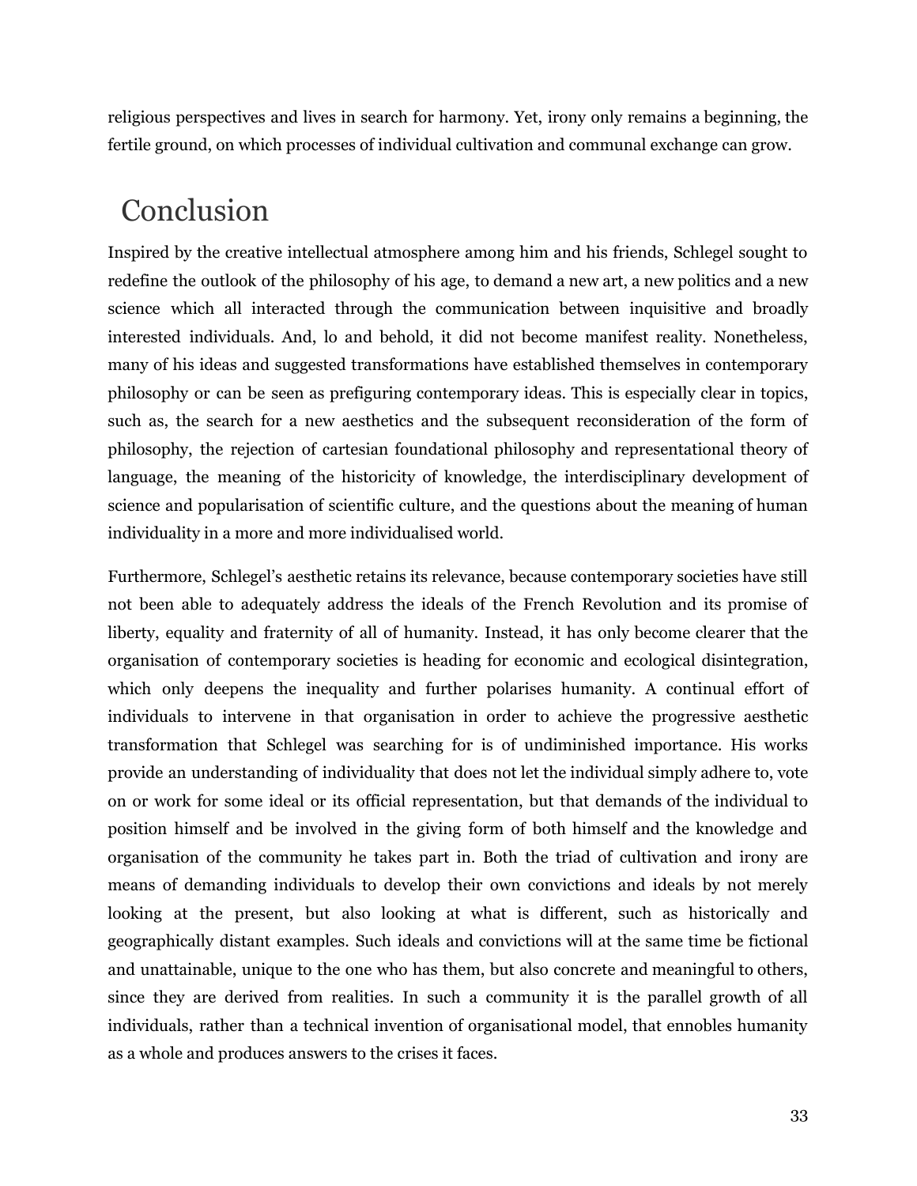religious perspectives and lives in search for harmony. Yet, irony only remains a beginning, the fertile ground, on which processes of individual cultivation and communal exchange can grow.

# Conclusion

Inspired by the creative intellectual atmosphere among him and his friends, Schlegel sought to redefine the outlook of the philosophy of his age, to demand a new art, a new politics and a new science which all interacted through the communication between inquisitive and broadly interested individuals. And, lo and behold, it did not become manifest reality. Nonetheless, many of his ideas and suggested transformations have established themselves in contemporary philosophy or can be seen as prefiguring contemporary ideas. This is especially clear in topics, such as, the search for a new aesthetics and the subsequent reconsideration of the form of philosophy, the rejection of cartesian foundational philosophy and representational theory of language, the meaning of the historicity of knowledge, the interdisciplinary development of science and popularisation of scientific culture, and the questions about the meaning of human individuality in a more and more individualised world.

Furthermore, Schlegel's aesthetic retains its relevance, because contemporary societies have still not been able to adequately address the ideals of the French Revolution and its promise of liberty, equality and fraternity of all of humanity. Instead, it has only become clearer that the organisation of contemporary societies is heading for economic and ecological disintegration, which only deepens the inequality and further polarises humanity. A continual effort of individuals to intervene in that organisation in order to achieve the progressive aesthetic transformation that Schlegel was searching for is of undiminished importance. His works provide an understanding of individuality that does not let the individual simply adhere to, vote on or work for some ideal or its official representation, but that demands of the individual to position himself and be involved in the giving form of both himself and the knowledge and organisation of the community he takes part in. Both the triad of cultivation and irony are means of demanding individuals to develop their own convictions and ideals by not merely looking at the present, but also looking at what is different, such as historically and geographically distant examples. Such ideals and convictions will at the same time be fictional and unattainable, unique to the one who has them, but also concrete and meaningful to others, since they are derived from realities. In such a community it is the parallel growth of all individuals, rather than a technical invention of organisational model, that ennobles humanity as a whole and produces answers to the crises it faces.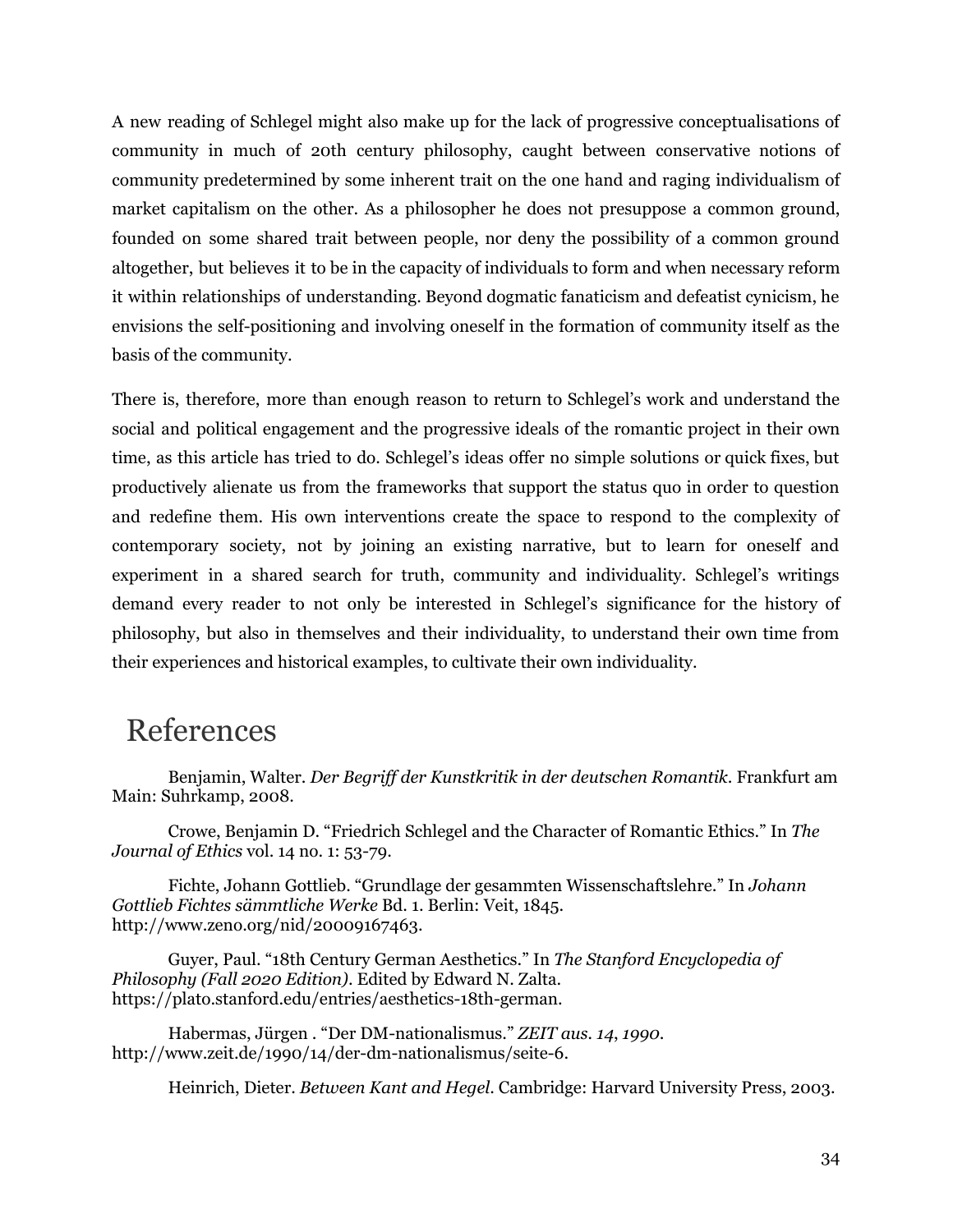A new reading of Schlegel might also make up for the lack of progressive conceptualisations of community in much of 20th century philosophy, caught between conservative notions of community predetermined by some inherent trait on the one hand and raging individualism of market capitalism on the other. As a philosopher he does not presuppose a common ground, founded on some shared trait between people, nor deny the possibility of a common ground altogether, but believes it to be in the capacity of individuals to form and when necessary reform it within relationships of understanding. Beyond dogmatic fanaticism and defeatist cynicism, he envisions the self-positioning and involving oneself in the formation of community itself as the basis of the community.

There is, therefore, more than enough reason to return to Schlegel's work and understand the social and political engagement and the progressive ideals of the romantic project in their own time, as this article has tried to do. Schlegel's ideas offer no simple solutions or quick fixes, but productively alienate us from the frameworks that support the status quo in order to question and redefine them. His own interventions create the space to respond to the complexity of contemporary society, not by joining an existing narrative, but to learn for oneself and experiment in a shared search for truth, community and individuality. Schlegel's writings demand every reader to not only be interested in Schlegel's significance for the history of philosophy, but also in themselves and their individuality, to understand their own time from their experiences and historical examples, to cultivate their own individuality.

# References

Benjamin, Walter. *Der Begriff der Kunstkritik in der deutschen Romantik*. Frankfurt am Main: Suhrkamp, 2008.

Crowe, Benjamin D. "Friedrich Schlegel and the Character of Romantic Ethics." In *The Journal of Ethics* vol. 14 no. 1: 53-79.

Fichte, Johann Gottlieb. "Grundlage der gesammten Wissenschaftslehre." In *Johann Gottlieb Fichtes sämmtliche Werke* Bd. 1. Berlin: Veit, 1845. http://www.zeno.org/nid/20009167463.

Guyer, Paul. "18th Century German Aesthetics." In *The Stanford Encyclopedia of Philosophy (Fall 2020 Edition)*. Edited by Edward N. Zalta. https://plato.stanford.edu/entries/aesthetics-18th-german.

Habermas, Jürgen . "Der DM-nationalismus." *ZEIT aus. 14, 1990*. http://www.zeit.de/1990/14/der-dm-nationalismus/seite-6.

Heinrich, Dieter. *Between Kant and Hegel*. Cambridge: Harvard University Press, 2003.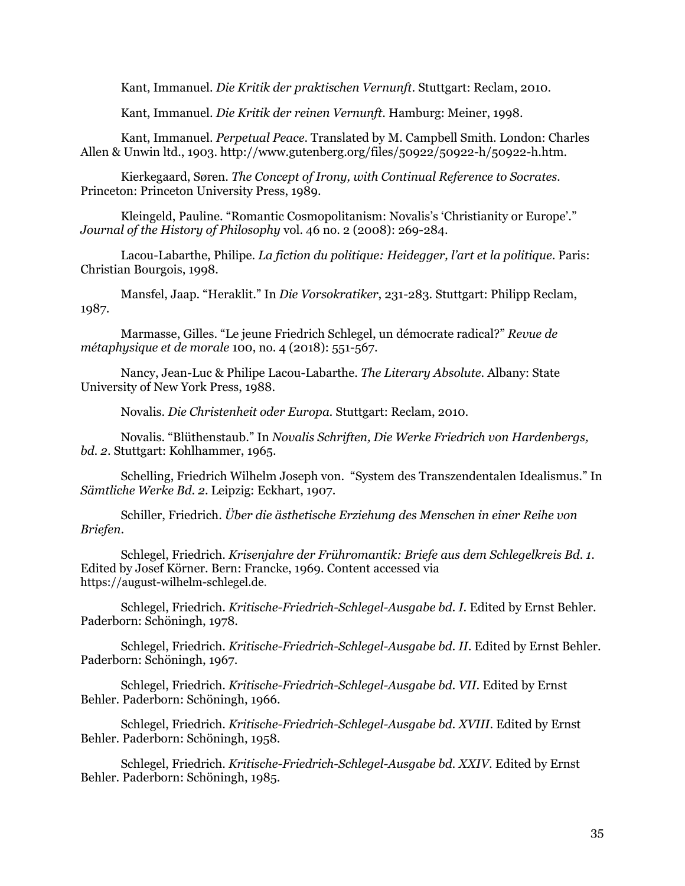Kant, Immanuel. *Die Kritik der praktischen Vernunft*. Stuttgart: Reclam, 2010.

Kant, Immanuel. *Die Kritik der reinen Vernunft*. Hamburg: Meiner, 1998.

Kant, Immanuel. *Perpetual Peace*. Translated by M. Campbell Smith. London: Charles Allen & Unwin ltd., 1903. http://www.gutenberg.org/files/50922/50922-h/50922-h.htm.

Kierkegaard, Søren. *The Concept of Irony, with Continual Reference to Socrates*. Princeton: Princeton University Press, 1989.

Kleingeld, Pauline. "Romantic Cosmopolitanism: Novalis's 'Christianity or Europe'." *Journal of the History of Philosophy* vol. 46 no. 2 (2008): 269-284.

Lacou-Labarthe, Philipe. *La fiction du politique: Heidegger, l'art et la politique*. Paris: Christian Bourgois, 1998.

Mansfel, Jaap. "Heraklit." In *Die Vorsokratiker*, 231-283. Stuttgart: Philipp Reclam, 1987.

Marmasse, Gilles. "Le jeune Friedrich Schlegel, un démocrate radical?" *Revue de métaphysique et de morale* 100, no. 4 (2018): 551-567.

Nancy, Jean-Luc & Philipe Lacou-Labarthe. *The Literary Absolute*. Albany: State University of New York Press, 1988.

Novalis. *Die Christenheit oder Europa*. Stuttgart: Reclam, 2010.

Novalis. "Blüthenstaub." In *Novalis Schriften, Die Werke Friedrich von Hardenbergs, bd. 2*. Stuttgart: Kohlhammer, 1965.

Schelling, Friedrich Wilhelm Joseph von. "System des Transzendentalen Idealismus." In *Sämtliche Werke Bd. 2*. Leipzig: Eckhart, 1907.

Schiller, Friedrich. *Über die ästhetische Erziehung des Menschen in einer Reihe von Briefen*.

Schlegel, Friedrich. *Krisenjahre der Frühromantik: Briefe aus dem Schlegelkreis Bd. 1*. Edited by Josef Körner. Bern: Francke, 1969. Content accessed via https://august-wilhelm-schlegel.de.

Schlegel, Friedrich. *Kritische-Friedrich-Schlegel-Ausgabe bd. I*. Edited by Ernst Behler. Paderborn: Schöningh, 1978.

Schlegel, Friedrich. *Kritische-Friedrich-Schlegel-Ausgabe bd. II*. Edited by Ernst Behler. Paderborn: Schöningh, 1967.

Schlegel, Friedrich. *Kritische-Friedrich-Schlegel-Ausgabe bd. VII*. Edited by Ernst Behler. Paderborn: Schöningh, 1966.

Schlegel, Friedrich. *Kritische-Friedrich-Schlegel-Ausgabe bd. XVIII*. Edited by Ernst Behler. Paderborn: Schöningh, 1958.

Schlegel, Friedrich. *Kritische-Friedrich-Schlegel-Ausgabe bd. XXIV*. Edited by Ernst Behler. Paderborn: Schöningh, 1985.